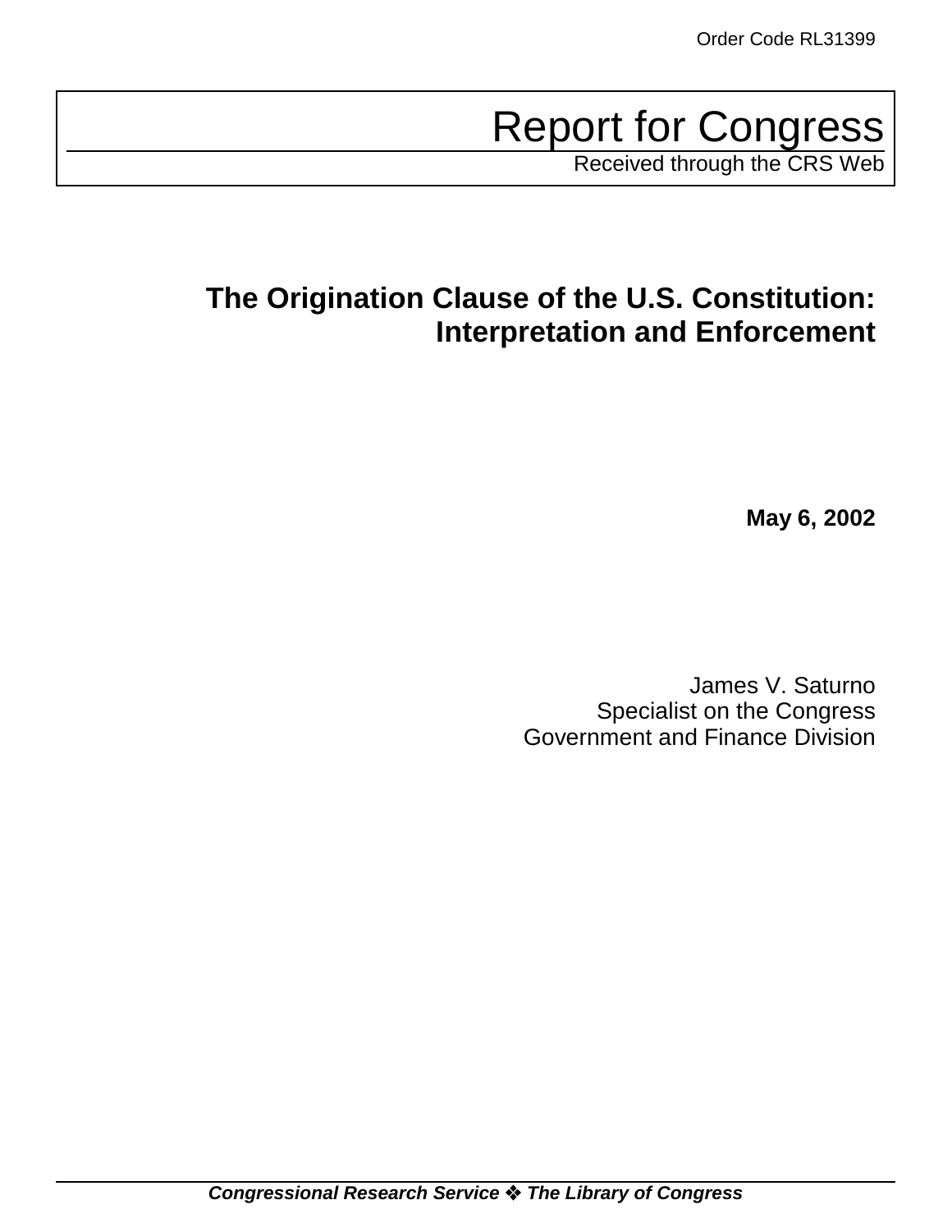Order Code RL31399

# Report for Congress

Received through the CRS Web

# The Origination Clause of the U.S. Constitution: Interpretation and Enforcement

**May 6, 2002**

James V. Saturno
Specialist on the Congress
Government and Finance Division

***Congressional Research Service ❖ The Library of Congress***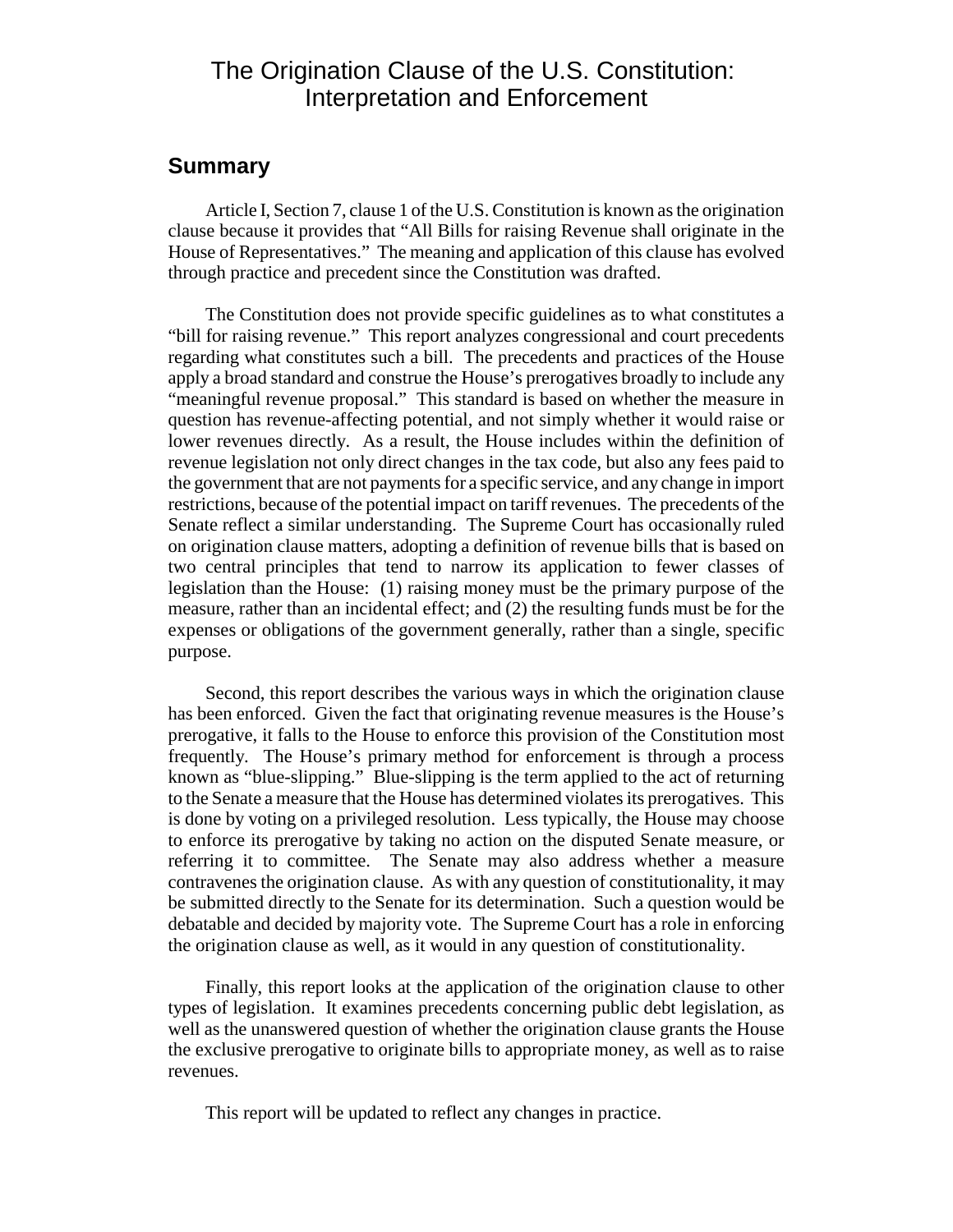# The Origination Clause of the U.S. Constitution: Interpretation and Enforcement

## Summary

Article I, Section 7, clause 1 of the U.S. Constitution is known as the origination clause because it provides that "All Bills for raising Revenue shall originate in the House of Representatives." The meaning and application of this clause has evolved through practice and precedent since the Constitution was drafted.

The Constitution does not provide specific guidelines as to what constitutes a "bill for raising revenue." This report analyzes congressional and court precedents regarding what constitutes such a bill. The precedents and practices of the House apply a broad standard and construe the House's prerogatives broadly to include any "meaningful revenue proposal." This standard is based on whether the measure in question has revenue-affecting potential, and not simply whether it would raise or lower revenues directly. As a result, the House includes within the definition of revenue legislation not only direct changes in the tax code, but also any fees paid to the government that are not payments for a specific service, and any change in import restrictions, because of the potential impact on tariff revenues. The precedents of the Senate reflect a similar understanding. The Supreme Court has occasionally ruled on origination clause matters, adopting a definition of revenue bills that is based on two central principles that tend to narrow its application to fewer classes of legislation than the House: (1) raising money must be the primary purpose of the measure, rather than an incidental effect; and (2) the resulting funds must be for the expenses or obligations of the government generally, rather than a single, specific purpose.

Second, this report describes the various ways in which the origination clause has been enforced. Given the fact that originating revenue measures is the House's prerogative, it falls to the House to enforce this provision of the Constitution most frequently. The House's primary method for enforcement is through a process known as "blue-slipping." Blue-slipping is the term applied to the act of returning to the Senate a measure that the House has determined violates its prerogatives. This is done by voting on a privileged resolution. Less typically, the House may choose to enforce its prerogative by taking no action on the disputed Senate measure, or referring it to committee. The Senate may also address whether a measure contravenes the origination clause. As with any question of constitutionality, it may be submitted directly to the Senate for its determination. Such a question would be debatable and decided by majority vote. The Supreme Court has a role in enforcing the origination clause as well, as it would in any question of constitutionality.

Finally, this report looks at the application of the origination clause to other types of legislation. It examines precedents concerning public debt legislation, as well as the unanswered question of whether the origination clause grants the House the exclusive prerogative to originate bills to appropriate money, as well as to raise revenues.

This report will be updated to reflect any changes in practice.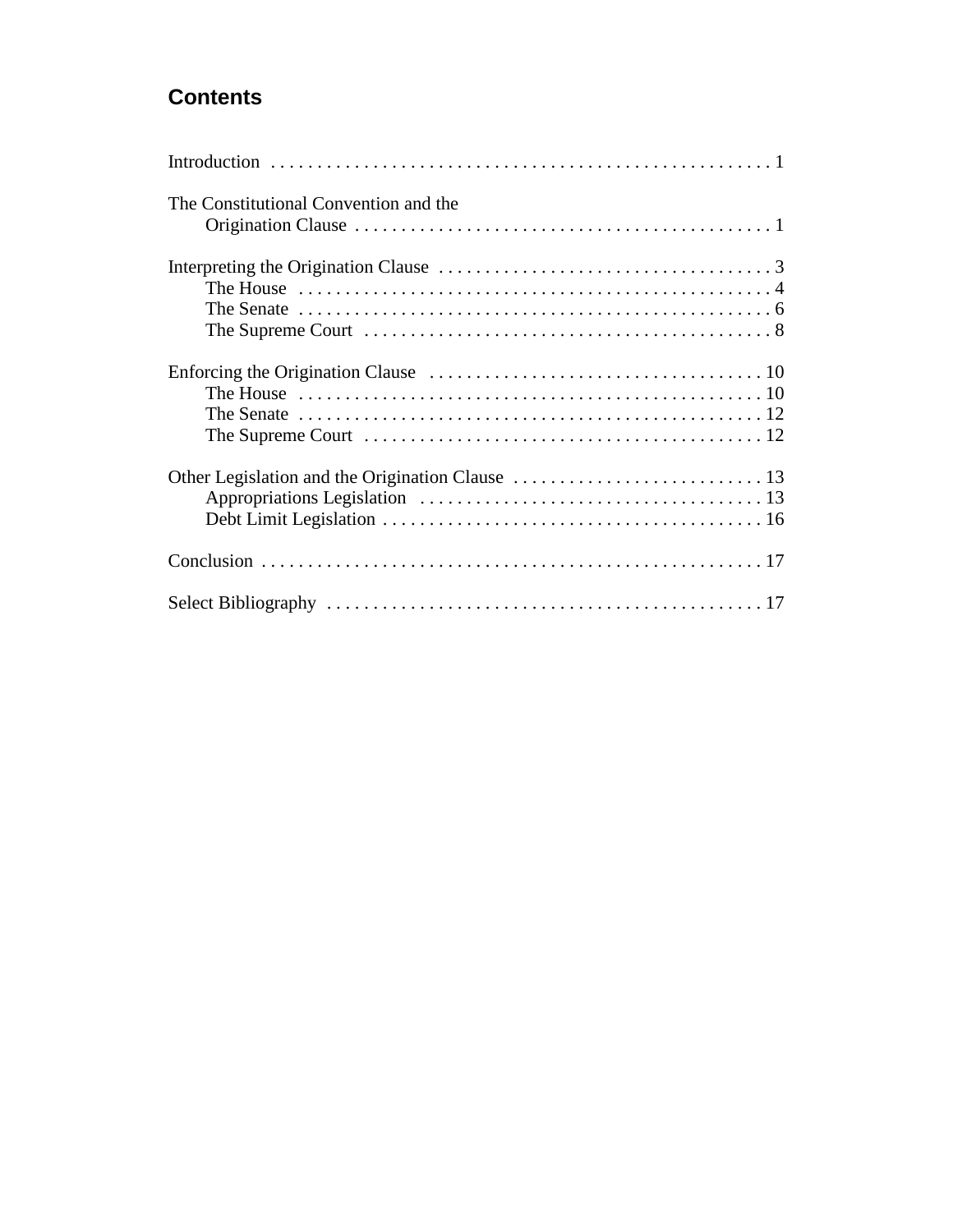## Contents

Introduction . . . . . . . . . . . . . . . . . . . . . . . . . . . . . . . . . . . . . . . . . . . . . . . . . . . . . . 1

The Constitutional Convention and the
  Origination Clause . . . . . . . . . . . . . . . . . . . . . . . . . . . . . . . . . . . . . . . . . . . . . . 1

Interpreting the Origination Clause . . . . . . . . . . . . . . . . . . . . . . . . . . . . . . . . . . . . 3
  The House . . . . . . . . . . . . . . . . . . . . . . . . . . . . . . . . . . . . . . . . . . . . . . . . . . . 4
  The Senate . . . . . . . . . . . . . . . . . . . . . . . . . . . . . . . . . . . . . . . . . . . . . . . . . . 6
  The Supreme Court . . . . . . . . . . . . . . . . . . . . . . . . . . . . . . . . . . . . . . . . . . . . 8

Enforcing the Origination Clause . . . . . . . . . . . . . . . . . . . . . . . . . . . . . . . . . . . . 10
  The House . . . . . . . . . . . . . . . . . . . . . . . . . . . . . . . . . . . . . . . . . . . . . . . . . . 10
  The Senate . . . . . . . . . . . . . . . . . . . . . . . . . . . . . . . . . . . . . . . . . . . . . . . . . 12
  The Supreme Court . . . . . . . . . . . . . . . . . . . . . . . . . . . . . . . . . . . . . . . . . . . 12

Other Legislation and the Origination Clause . . . . . . . . . . . . . . . . . . . . . . . . . . . 13
  Appropriations Legislation . . . . . . . . . . . . . . . . . . . . . . . . . . . . . . . . . . . . . . 13
  Debt Limit Legislation . . . . . . . . . . . . . . . . . . . . . . . . . . . . . . . . . . . . . . . . . 16

Conclusion . . . . . . . . . . . . . . . . . . . . . . . . . . . . . . . . . . . . . . . . . . . . . . . . . . . . 17

Select Bibliography . . . . . . . . . . . . . . . . . . . . . . . . . . . . . . . . . . . . . . . . . . . . . 17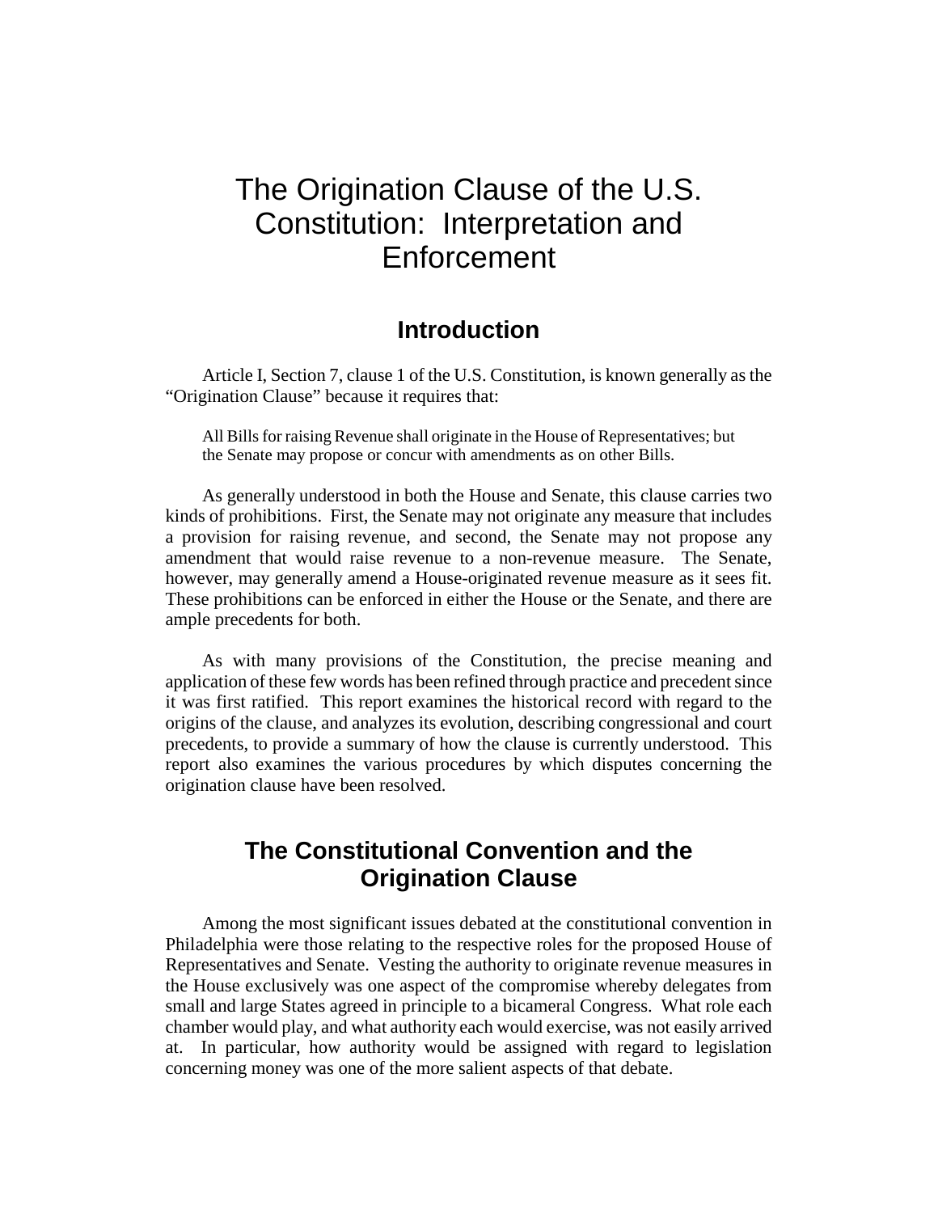# The Origination Clause of the U.S. Constitution: Interpretation and Enforcement

## Introduction

Article I, Section 7, clause 1 of the U.S. Constitution, is known generally as the "Origination Clause" because it requires that:

> All Bills for raising Revenue shall originate in the House of Representatives; but the Senate may propose or concur with amendments as on other Bills.

As generally understood in both the House and Senate, this clause carries two kinds of prohibitions. First, the Senate may not originate any measure that includes a provision for raising revenue, and second, the Senate may not propose any amendment that would raise revenue to a non-revenue measure. The Senate, however, may generally amend a House-originated revenue measure as it sees fit. These prohibitions can be enforced in either the House or the Senate, and there are ample precedents for both.

As with many provisions of the Constitution, the precise meaning and application of these few words has been refined through practice and precedent since it was first ratified. This report examines the historical record with regard to the origins of the clause, and analyzes its evolution, describing congressional and court precedents, to provide a summary of how the clause is currently understood. This report also examines the various procedures by which disputes concerning the origination clause have been resolved.

## The Constitutional Convention and the Origination Clause

Among the most significant issues debated at the constitutional convention in Philadelphia were those relating to the respective roles for the proposed House of Representatives and Senate. Vesting the authority to originate revenue measures in the House exclusively was one aspect of the compromise whereby delegates from small and large States agreed in principle to a bicameral Congress. What role each chamber would play, and what authority each would exercise, was not easily arrived at. In particular, how authority would be assigned with regard to legislation concerning money was one of the more salient aspects of that debate.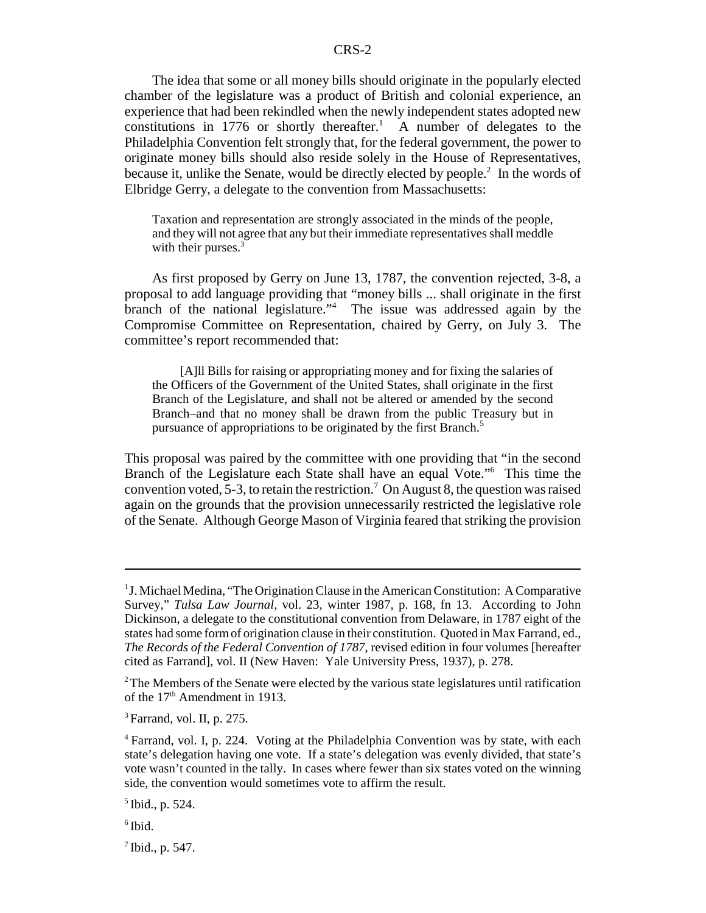The idea that some or all money bills should originate in the popularly elected chamber of the legislature was a product of British and colonial experience, an experience that had been rekindled when the newly independent states adopted new constitutions in 1776 or shortly thereafter.[1] A number of delegates to the Philadelphia Convention felt strongly that, for the federal government, the power to originate money bills should also reside solely in the House of Representatives, because it, unlike the Senate, would be directly elected by people.[2] In the words of Elbridge Gerry, a delegate to the convention from Massachusetts:

> Taxation and representation are strongly associated in the minds of the people, and they will not agree that any but their immediate representatives shall meddle with their purses.[3]

As first proposed by Gerry on June 13, 1787, the convention rejected, 3-8, a proposal to add language providing that "money bills ... shall originate in the first branch of the national legislature."[4] The issue was addressed again by the Compromise Committee on Representation, chaired by Gerry, on July 3. The committee's report recommended that:

> [A]ll Bills for raising or appropriating money and for fixing the salaries of the Officers of the Government of the United States, shall originate in the first Branch of the Legislature, and shall not be altered or amended by the second Branch–and that no money shall be drawn from the public Treasury but in pursuance of appropriations to be originated by the first Branch.[5]

This proposal was paired by the committee with one providing that "in the second Branch of the Legislature each State shall have an equal Vote."[6] This time the convention voted, 5-3, to retain the restriction.[7] On August 8, the question was raised again on the grounds that the provision unnecessarily restricted the legislative role of the Senate. Although George Mason of Virginia feared that striking the provision

---

[1] J. Michael Medina, "The Origination Clause in the American Constitution: A Comparative Survey," *Tulsa Law Journal*, vol. 23, winter 1987, p. 168, fn 13. According to John Dickinson, a delegate to the constitutional convention from Delaware, in 1787 eight of the states had some form of origination clause in their constitution. Quoted in Max Farrand, ed., *The Records of the Federal Convention of 1787*, revised edition in four volumes [hereafter cited as Farrand], vol. II (New Haven: Yale University Press, 1937), p. 278.

[2] The Members of the Senate were elected by the various state legislatures until ratification of the 17th Amendment in 1913.

[3] Farrand, vol. II, p. 275.

[4] Farrand, vol. I, p. 224. Voting at the Philadelphia Convention was by state, with each state's delegation having one vote. If a state's delegation was evenly divided, that state's vote wasn't counted in the tally. In cases where fewer than six states voted on the winning side, the convention would sometimes vote to affirm the result.

[5] Ibid., p. 524.

[6] Ibid.

[7] Ibid., p. 547.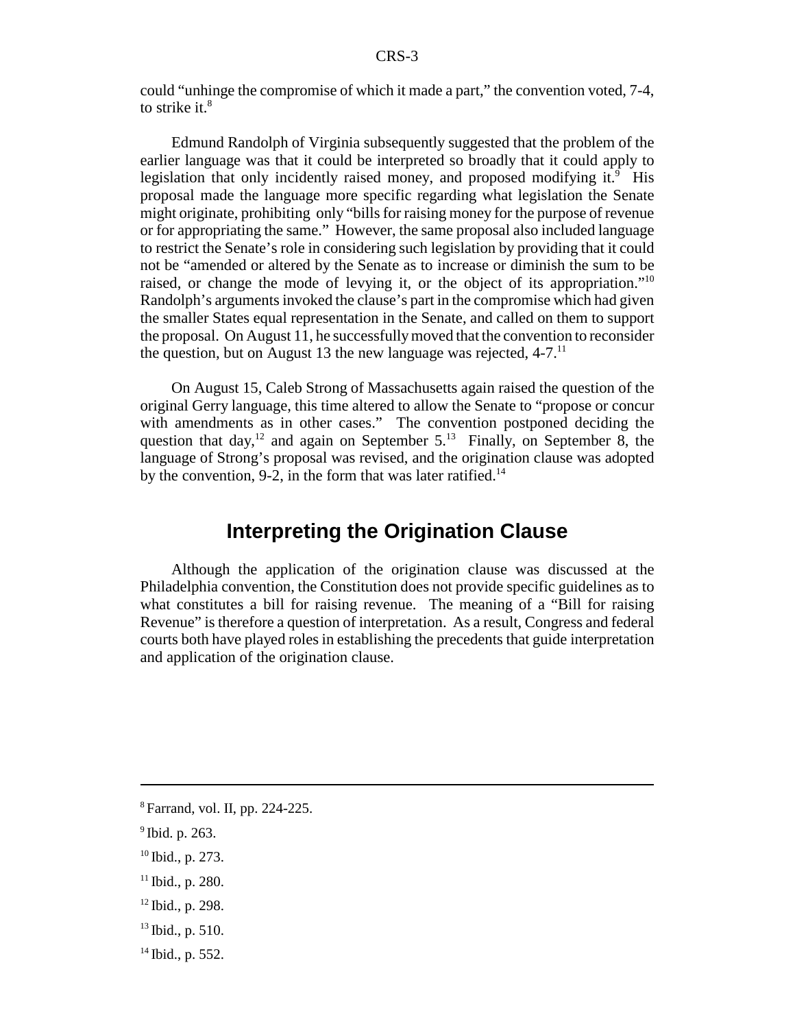could "unhinge the compromise of which it made a part," the convention voted, 7-4, to strike it.[8]

Edmund Randolph of Virginia subsequently suggested that the problem of the earlier language was that it could be interpreted so broadly that it could apply to legislation that only incidently raised money, and proposed modifying it.[9] His proposal made the language more specific regarding what legislation the Senate might originate, prohibiting only "bills for raising money for the purpose of revenue or for appropriating the same." However, the same proposal also included language to restrict the Senate's role in considering such legislation by providing that it could not be "amended or altered by the Senate as to increase or diminish the sum to be raised, or change the mode of levying it, or the object of its appropriation."[10] Randolph's arguments invoked the clause's part in the compromise which had given the smaller States equal representation in the Senate, and called on them to support the proposal. On August 11, he successfully moved that the convention to reconsider the question, but on August 13 the new language was rejected, 4-7.[11]

On August 15, Caleb Strong of Massachusetts again raised the question of the original Gerry language, this time altered to allow the Senate to "propose or concur with amendments as in other cases." The convention postponed deciding the question that day,[12] and again on September 5.[13] Finally, on September 8, the language of Strong's proposal was revised, and the origination clause was adopted by the convention, 9-2, in the form that was later ratified.[14]

## Interpreting the Origination Clause

Although the application of the origination clause was discussed at the Philadelphia convention, the Constitution does not provide specific guidelines as to what constitutes a bill for raising revenue. The meaning of a "Bill for raising Revenue" is therefore a question of interpretation. As a result, Congress and federal courts both have played roles in establishing the precedents that guide interpretation and application of the origination clause.

---

[8] Farrand, vol. II, pp. 224-225.

[9] Ibid. p. 263.

[10] Ibid., p. 273.

[11] Ibid., p. 280.

[12] Ibid., p. 298.

[13] Ibid., p. 510.

[14] Ibid., p. 552.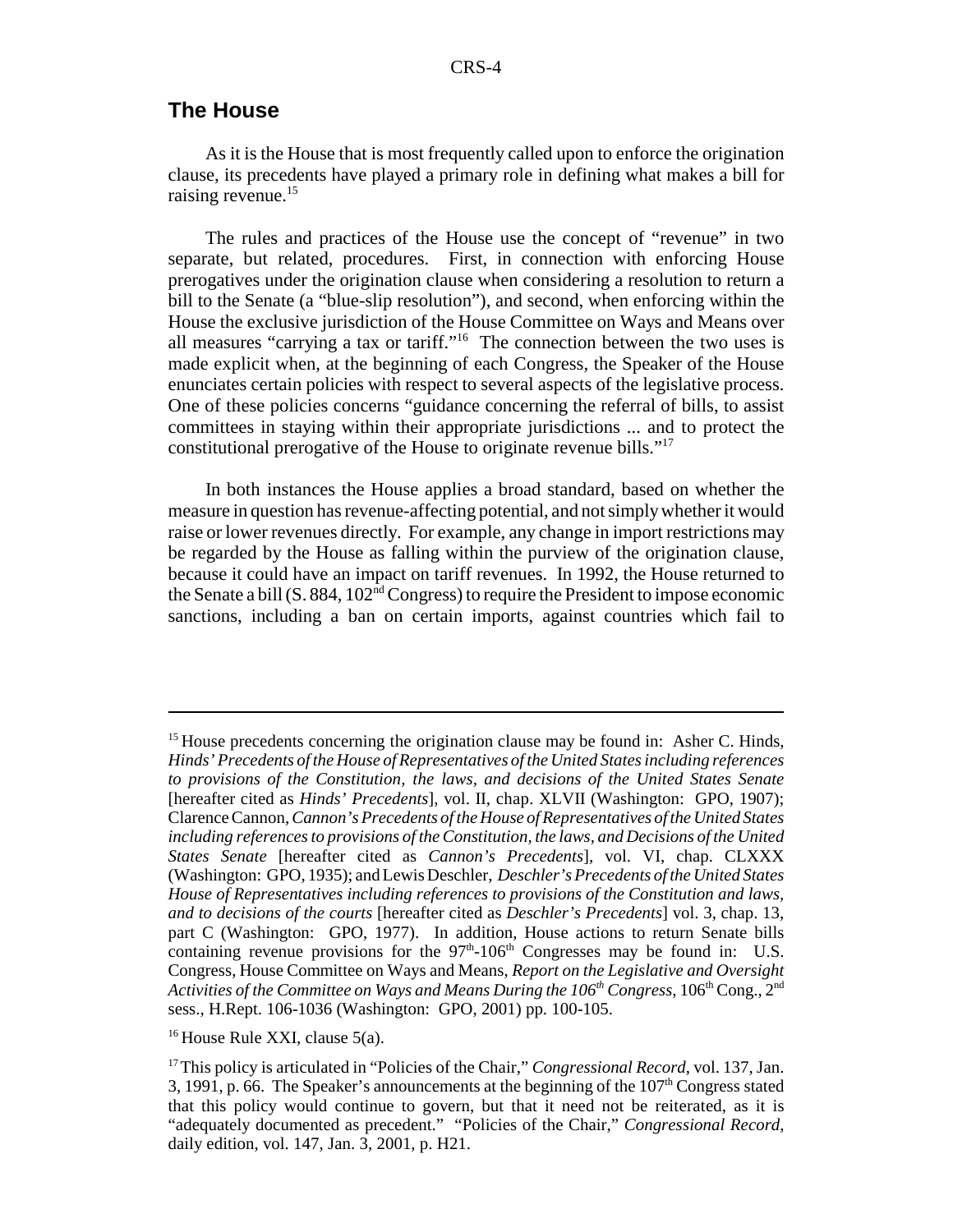## The House

As it is the House that is most frequently called upon to enforce the origination clause, its precedents have played a primary role in defining what makes a bill for raising revenue.[15]

The rules and practices of the House use the concept of "revenue" in two separate, but related, procedures. First, in connection with enforcing House prerogatives under the origination clause when considering a resolution to return a bill to the Senate (a "blue-slip resolution"), and second, when enforcing within the House the exclusive jurisdiction of the House Committee on Ways and Means over all measures "carrying a tax or tariff."[16] The connection between the two uses is made explicit when, at the beginning of each Congress, the Speaker of the House enunciates certain policies with respect to several aspects of the legislative process. One of these policies concerns "guidance concerning the referral of bills, to assist committees in staying within their appropriate jurisdictions ... and to protect the constitutional prerogative of the House to originate revenue bills."[17]

In both instances the House applies a broad standard, based on whether the measure in question has revenue-affecting potential, and not simply whether it would raise or lower revenues directly. For example, any change in import restrictions may be regarded by the House as falling within the purview of the origination clause, because it could have an impact on tariff revenues. In 1992, the House returned to the Senate a bill (S. 884, 102nd Congress) to require the President to impose economic sanctions, including a ban on certain imports, against countries which fail to

---

[15] House precedents concerning the origination clause may be found in: Asher C. Hinds, *Hinds' Precedents of the House of Representatives of the United States including references to provisions of the Constitution, the laws, and decisions of the United States Senate* [hereafter cited as *Hinds' Precedents*], vol. II, chap. XLVII (Washington: GPO, 1907); Clarence Cannon, *Cannon's Precedents of the House of Representatives of the United States including references to provisions of the Constitution, the laws, and Decisions of the United States Senate* [hereafter cited as *Cannon's Precedents*], vol. VI, chap. CLXXX (Washington: GPO, 1935); and Lewis Deschler, *Deschler's Precedents of the United States House of Representatives including references to provisions of the Constitution and laws, and to decisions of the courts* [hereafter cited as *Deschler's Precedents*] vol. 3, chap. 13, part C (Washington: GPO, 1977). In addition, House actions to return Senate bills containing revenue provisions for the 97th-106th Congresses may be found in: U.S. Congress, House Committee on Ways and Means, *Report on the Legislative and Oversight Activities of the Committee on Ways and Means During the 106th Congress*, 106th Cong., 2nd sess., H.Rept. 106-1036 (Washington: GPO, 2001) pp. 100-105.

[16] House Rule XXI, clause 5(a).

[17] This policy is articulated in "Policies of the Chair," *Congressional Record*, vol. 137, Jan. 3, 1991, p. 66. The Speaker's announcements at the beginning of the 107th Congress stated that this policy would continue to govern, but that it need not be reiterated, as it is "adequately documented as precedent." "Policies of the Chair," *Congressional Record*, daily edition, vol. 147, Jan. 3, 2001, p. H21.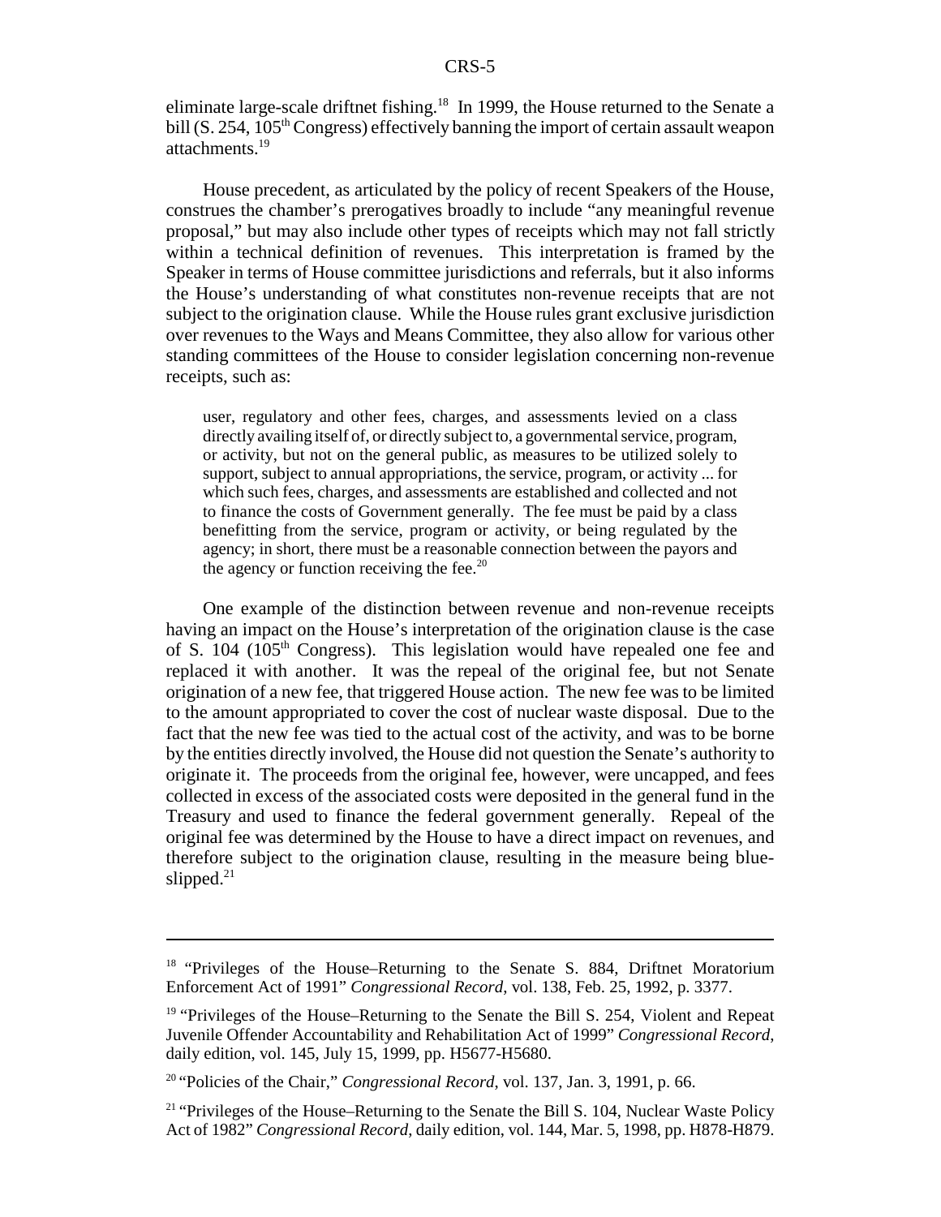eliminate large-scale driftnet fishing.[18] In 1999, the House returned to the Senate a bill (S. 254, 105th Congress) effectively banning the import of certain assault weapon attachments.[19]

House precedent, as articulated by the policy of recent Speakers of the House, construes the chamber's prerogatives broadly to include "any meaningful revenue proposal," but may also include other types of receipts which may not fall strictly within a technical definition of revenues. This interpretation is framed by the Speaker in terms of House committee jurisdictions and referrals, but it also informs the House's understanding of what constitutes non-revenue receipts that are not subject to the origination clause. While the House rules grant exclusive jurisdiction over revenues to the Ways and Means Committee, they also allow for various other standing committees of the House to consider legislation concerning non-revenue receipts, such as:

> user, regulatory and other fees, charges, and assessments levied on a class directly availing itself of, or directly subject to, a governmental service, program, or activity, but not on the general public, as measures to be utilized solely to support, subject to annual appropriations, the service, program, or activity ... for which such fees, charges, and assessments are established and collected and not to finance the costs of Government generally. The fee must be paid by a class benefitting from the service, program or activity, or being regulated by the agency; in short, there must be a reasonable connection between the payors and the agency or function receiving the fee.[20]

One example of the distinction between revenue and non-revenue receipts having an impact on the House's interpretation of the origination clause is the case of S. 104 (105th Congress). This legislation would have repealed one fee and replaced it with another. It was the repeal of the original fee, but not Senate origination of a new fee, that triggered House action. The new fee was to be limited to the amount appropriated to cover the cost of nuclear waste disposal. Due to the fact that the new fee was tied to the actual cost of the activity, and was to be borne by the entities directly involved, the House did not question the Senate's authority to originate it. The proceeds from the original fee, however, were uncapped, and fees collected in excess of the associated costs were deposited in the general fund in the Treasury and used to finance the federal government generally. Repeal of the original fee was determined by the House to have a direct impact on revenues, and therefore subject to the origination clause, resulting in the measure being blue-slipped.[21]

---

[18] "Privileges of the House–Returning to the Senate S. 884, Driftnet Moratorium Enforcement Act of 1991" *Congressional Record*, vol. 138, Feb. 25, 1992, p. 3377.

[19] "Privileges of the House–Returning to the Senate the Bill S. 254, Violent and Repeat Juvenile Offender Accountability and Rehabilitation Act of 1999" *Congressional Record*, daily edition, vol. 145, July 15, 1999, pp. H5677-H5680.

[20] "Policies of the Chair," *Congressional Record*, vol. 137, Jan. 3, 1991, p. 66.

[21] "Privileges of the House–Returning to the Senate the Bill S. 104, Nuclear Waste Policy Act of 1982" *Congressional Record*, daily edition, vol. 144, Mar. 5, 1998, pp. H878-H879.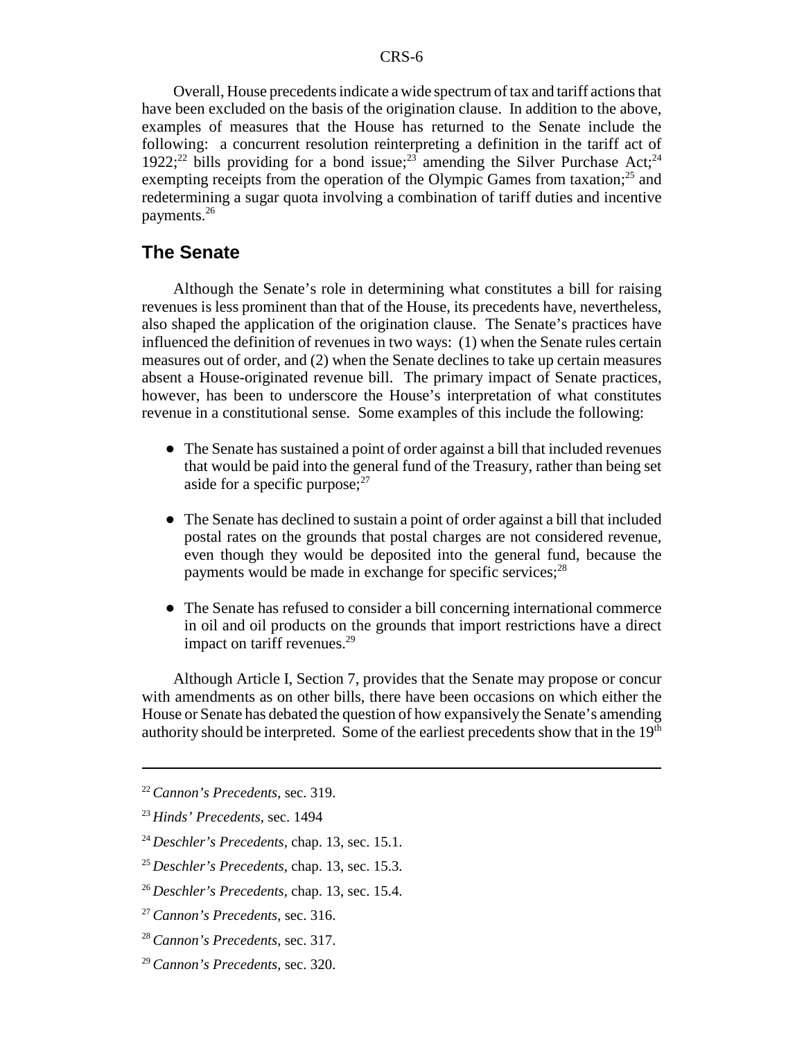Overall, House precedents indicate a wide spectrum of tax and tariff actions that have been excluded on the basis of the origination clause. In addition to the above, examples of measures that the House has returned to the Senate include the following: a concurrent resolution reinterpreting a definition in the tariff act of 1922;[22] bills providing for a bond issue;[23] amending the Silver Purchase Act;[24] exempting receipts from the operation of the Olympic Games from taxation;[25] and redetermining a sugar quota involving a combination of tariff duties and incentive payments.[26]

## The Senate

Although the Senate's role in determining what constitutes a bill for raising revenues is less prominent than that of the House, its precedents have, nevertheless, also shaped the application of the origination clause. The Senate's practices have influenced the definition of revenues in two ways: (1) when the Senate rules certain measures out of order, and (2) when the Senate declines to take up certain measures absent a House-originated revenue bill. The primary impact of Senate practices, however, has been to underscore the House's interpretation of what constitutes revenue in a constitutional sense. Some examples of this include the following:

- The Senate has sustained a point of order against a bill that included revenues that would be paid into the general fund of the Treasury, rather than being set aside for a specific purpose;[27]
- The Senate has declined to sustain a point of order against a bill that included postal rates on the grounds that postal charges are not considered revenue, even though they would be deposited into the general fund, because the payments would be made in exchange for specific services;[28]
- The Senate has refused to consider a bill concerning international commerce in oil and oil products on the grounds that import restrictions have a direct impact on tariff revenues.[29]

Although Article I, Section 7, provides that the Senate may propose or concur with amendments as on other bills, there have been occasions on which either the House or Senate has debated the question of how expansively the Senate's amending authority should be interpreted. Some of the earliest precedents show that in the 19th

---

[22] *Cannon's Precedents*, sec. 319.

[23] *Hinds' Precedents*, sec. 1494

[24] *Deschler's Precedents*, chap. 13, sec. 15.1.

[25] *Deschler's Precedents*, chap. 13, sec. 15.3.

[26] *Deschler's Precedents*, chap. 13, sec. 15.4.

[27] *Cannon's Precedents*, sec. 316.

[28] *Cannon's Precedents*, sec. 317.

[29] *Cannon's Precedents*, sec. 320.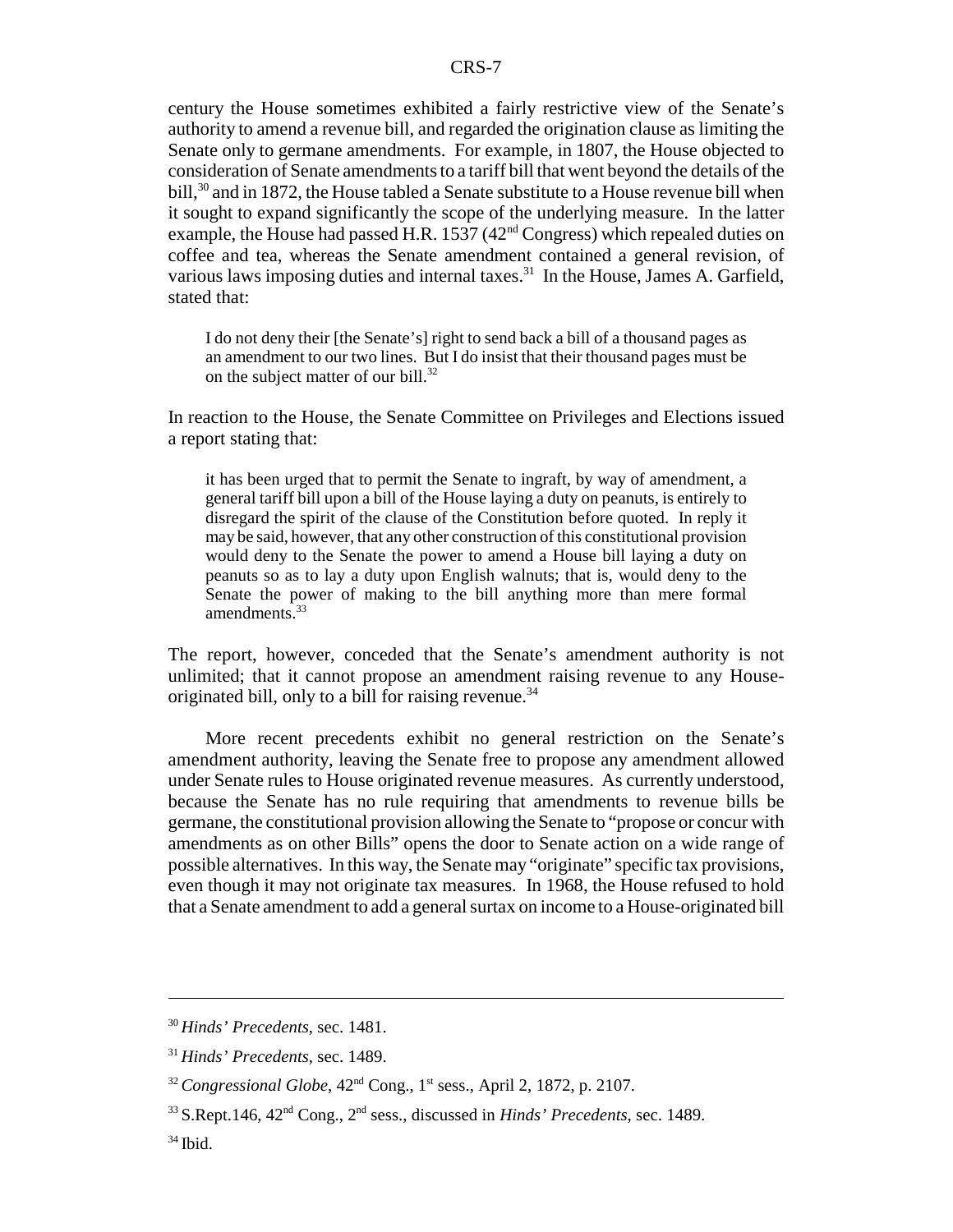century the House sometimes exhibited a fairly restrictive view of the Senate's authority to amend a revenue bill, and regarded the origination clause as limiting the Senate only to germane amendments. For example, in 1807, the House objected to consideration of Senate amendments to a tariff bill that went beyond the details of the bill,[30] and in 1872, the House tabled a Senate substitute to a House revenue bill when it sought to expand significantly the scope of the underlying measure. In the latter example, the House had passed H.R. 1537 (42nd Congress) which repealed duties on coffee and tea, whereas the Senate amendment contained a general revision, of various laws imposing duties and internal taxes.[31] In the House, James A. Garfield, stated that:

> I do not deny their [the Senate's] right to send back a bill of a thousand pages as an amendment to our two lines. But I do insist that their thousand pages must be on the subject matter of our bill.[32]

In reaction to the House, the Senate Committee on Privileges and Elections issued a report stating that:

> it has been urged that to permit the Senate to ingraft, by way of amendment, a general tariff bill upon a bill of the House laying a duty on peanuts, is entirely to disregard the spirit of the clause of the Constitution before quoted. In reply it may be said, however, that any other construction of this constitutional provision would deny to the Senate the power to amend a House bill laying a duty on peanuts so as to lay a duty upon English walnuts; that is, would deny to the Senate the power of making to the bill anything more than mere formal amendments.[33]

The report, however, conceded that the Senate's amendment authority is not unlimited; that it cannot propose an amendment raising revenue to any House-originated bill, only to a bill for raising revenue.[34]

More recent precedents exhibit no general restriction on the Senate's amendment authority, leaving the Senate free to propose any amendment allowed under Senate rules to House originated revenue measures. As currently understood, because the Senate has no rule requiring that amendments to revenue bills be germane, the constitutional provision allowing the Senate to "propose or concur with amendments as on other Bills" opens the door to Senate action on a wide range of possible alternatives. In this way, the Senate may "originate" specific tax provisions, even though it may not originate tax measures. In 1968, the House refused to hold that a Senate amendment to add a general surtax on income to a House-originated bill

---

[30] *Hinds' Precedents*, sec. 1481.

[31] *Hinds' Precedents*, sec. 1489.

[32] *Congressional Globe*, 42nd Cong., 1st sess., April 2, 1872, p. 2107.

[33] S.Rept.146, 42nd Cong., 2nd sess., discussed in *Hinds' Precedents*, sec. 1489.

[34] Ibid.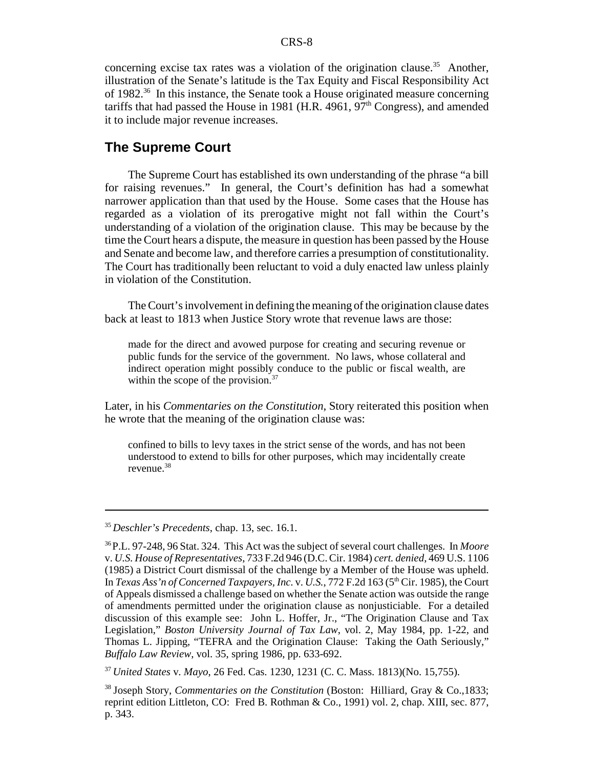concerning excise tax rates was a violation of the origination clause.[35] Another, illustration of the Senate's latitude is the Tax Equity and Fiscal Responsibility Act of 1982.[36] In this instance, the Senate took a House originated measure concerning tariffs that had passed the House in 1981 (H.R. 4961, 97th Congress), and amended it to include major revenue increases.

## The Supreme Court

The Supreme Court has established its own understanding of the phrase "a bill for raising revenues." In general, the Court's definition has had a somewhat narrower application than that used by the House. Some cases that the House has regarded as a violation of its prerogative might not fall within the Court's understanding of a violation of the origination clause. This may be because by the time the Court hears a dispute, the measure in question has been passed by the House and Senate and become law, and therefore carries a presumption of constitutionality. The Court has traditionally been reluctant to void a duly enacted law unless plainly in violation of the Constitution.

The Court's involvement in defining the meaning of the origination clause dates back at least to 1813 when Justice Story wrote that revenue laws are those:

> made for the direct and avowed purpose for creating and securing revenue or public funds for the service of the government. No laws, whose collateral and indirect operation might possibly conduce to the public or fiscal wealth, are within the scope of the provision.[37]

Later, in his *Commentaries on the Constitution*, Story reiterated this position when he wrote that the meaning of the origination clause was:

> confined to bills to levy taxes in the strict sense of the words, and has not been understood to extend to bills for other purposes, which may incidentally create revenue.[38]

---

[35] *Deschler's Precedents*, chap. 13, sec. 16.1.

[36] P.L. 97-248, 96 Stat. 324. This Act was the subject of several court challenges. In *Moore* v. *U.S. House of Representatives*, 733 F.2d 946 (D.C. Cir. 1984) *cert. denied*, 469 U.S. 1106 (1985) a District Court dismissal of the challenge by a Member of the House was upheld. In *Texas Ass'n of Concerned Taxpayers, Inc.* v. *U.S.*, 772 F.2d 163 (5th Cir. 1985), the Court of Appeals dismissed a challenge based on whether the Senate action was outside the range of amendments permitted under the origination clause as nonjusticiable. For a detailed discussion of this example see: John L. Hoffer, Jr., "The Origination Clause and Tax Legislation," *Boston University Journal of Tax Law*, vol. 2, May 1984, pp. 1-22, and Thomas L. Jipping, "TEFRA and the Origination Clause: Taking the Oath Seriously," *Buffalo Law Review*, vol. 35, spring 1986, pp. 633-692.

[37] *United States* v. *Mayo*, 26 Fed. Cas. 1230, 1231 (C. C. Mass. 1813)(No. 15,755).

[38] Joseph Story, *Commentaries on the Constitution* (Boston: Hilliard, Gray & Co.,1833; reprint edition Littleton, CO: Fred B. Rothman & Co., 1991) vol. 2, chap. XIII, sec. 877, p. 343.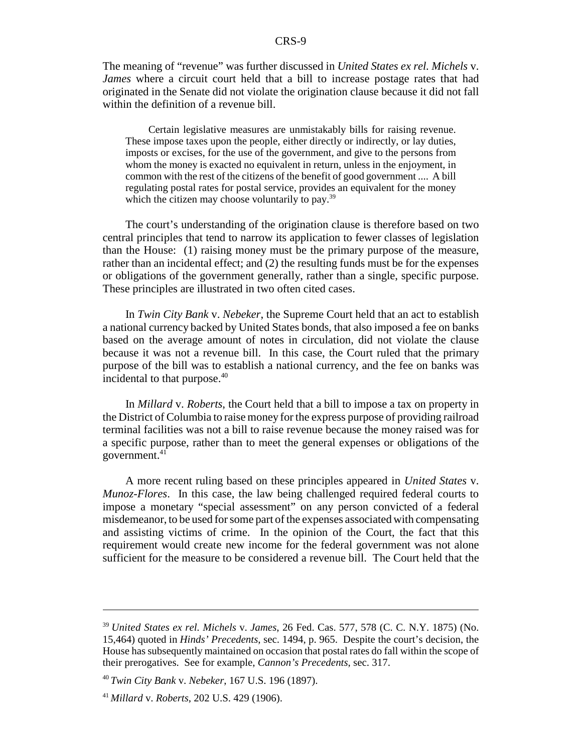The meaning of "revenue" was further discussed in *United States ex rel. Michels* v. *James* where a circuit court held that a bill to increase postage rates that had originated in the Senate did not violate the origination clause because it did not fall within the definition of a revenue bill.

> Certain legislative measures are unmistakably bills for raising revenue. These impose taxes upon the people, either directly or indirectly, or lay duties, imposts or excises, for the use of the government, and give to the persons from whom the money is exacted no equivalent in return, unless in the enjoyment, in common with the rest of the citizens of the benefit of good government .... A bill regulating postal rates for postal service, provides an equivalent for the money which the citizen may choose voluntarily to pay.[39]

The court's understanding of the origination clause is therefore based on two central principles that tend to narrow its application to fewer classes of legislation than the House: (1) raising money must be the primary purpose of the measure, rather than an incidental effect; and (2) the resulting funds must be for the expenses or obligations of the government generally, rather than a single, specific purpose. These principles are illustrated in two often cited cases.

In *Twin City Bank* v. *Nebeker*, the Supreme Court held that an act to establish a national currency backed by United States bonds, that also imposed a fee on banks based on the average amount of notes in circulation, did not violate the clause because it was not a revenue bill. In this case, the Court ruled that the primary purpose of the bill was to establish a national currency, and the fee on banks was incidental to that purpose.[40]

In *Millard* v. *Roberts*, the Court held that a bill to impose a tax on property in the District of Columbia to raise money for the express purpose of providing railroad terminal facilities was not a bill to raise revenue because the money raised was for a specific purpose, rather than to meet the general expenses or obligations of the government.[41]

A more recent ruling based on these principles appeared in *United States* v. *Munoz-Flores*. In this case, the law being challenged required federal courts to impose a monetary "special assessment" on any person convicted of a federal misdemeanor, to be used for some part of the expenses associated with compensating and assisting victims of crime. In the opinion of the Court, the fact that this requirement would create new income for the federal government was not alone sufficient for the measure to be considered a revenue bill. The Court held that the

---

[39] *United States ex rel. Michels* v. *James*, 26 Fed. Cas. 577, 578 (C. C. N.Y. 1875) (No. 15,464) quoted in *Hinds' Precedents*, sec. 1494, p. 965. Despite the court's decision, the House has subsequently maintained on occasion that postal rates do fall within the scope of their prerogatives. See for example, *Cannon's Precedents*, sec. 317.

[40] *Twin City Bank* v. *Nebeker*, 167 U.S. 196 (1897).

[41] *Millard* v. *Roberts*, 202 U.S. 429 (1906).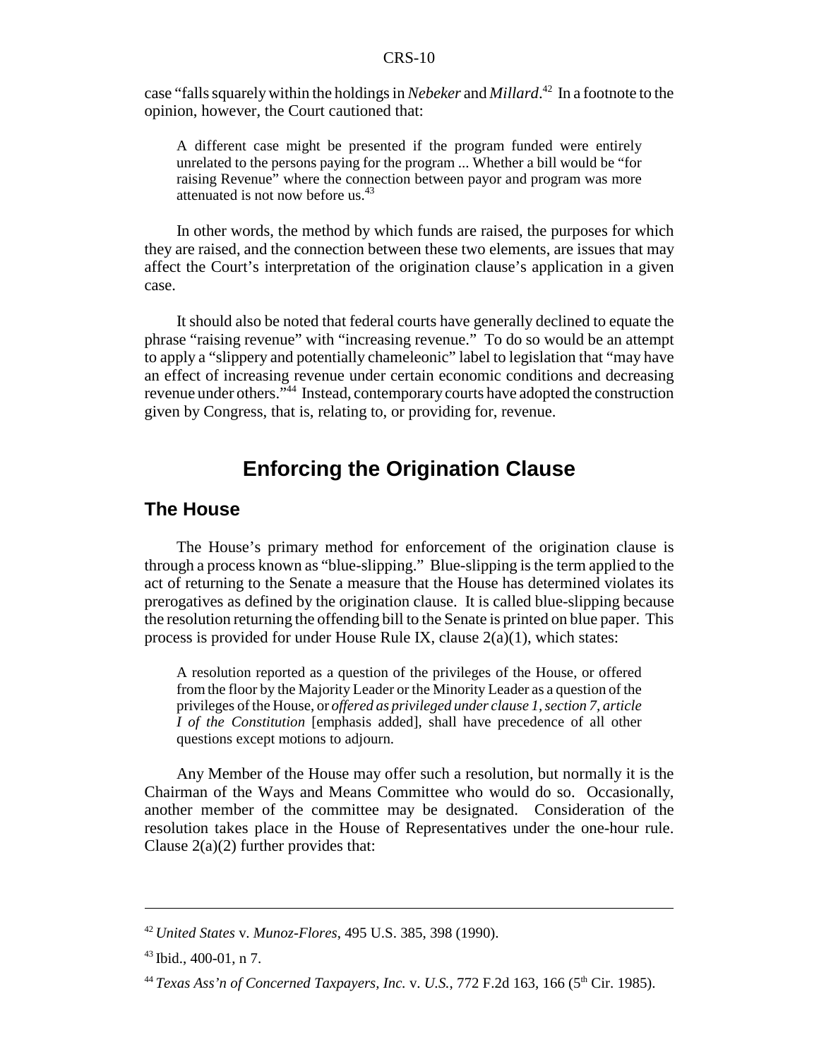case "falls squarely within the holdings in *Nebeker* and *Millard*.[42] In a footnote to the opinion, however, the Court cautioned that:

> A different case might be presented if the program funded were entirely unrelated to the persons paying for the program ... Whether a bill would be "for raising Revenue" where the connection between payor and program was more attenuated is not now before us.[43]

In other words, the method by which funds are raised, the purposes for which they are raised, and the connection between these two elements, are issues that may affect the Court's interpretation of the origination clause's application in a given case.

It should also be noted that federal courts have generally declined to equate the phrase "raising revenue" with "increasing revenue." To do so would be an attempt to apply a "slippery and potentially chameleonic" label to legislation that "may have an effect of increasing revenue under certain economic conditions and decreasing revenue under others."[44] Instead, contemporary courts have adopted the construction given by Congress, that is, relating to, or providing for, revenue.

# Enforcing the Origination Clause

## The House

The House's primary method for enforcement of the origination clause is through a process known as "blue-slipping." Blue-slipping is the term applied to the act of returning to the Senate a measure that the House has determined violates its prerogatives as defined by the origination clause. It is called blue-slipping because the resolution returning the offending bill to the Senate is printed on blue paper. This process is provided for under House Rule IX, clause 2(a)(1), which states:

> A resolution reported as a question of the privileges of the House, or offered from the floor by the Majority Leader or the Minority Leader as a question of the privileges of the House, or *offered as privileged under clause 1, section 7, article I of the Constitution* [emphasis added], shall have precedence of all other questions except motions to adjourn.

Any Member of the House may offer such a resolution, but normally it is the Chairman of the Ways and Means Committee who would do so. Occasionally, another member of the committee may be designated. Consideration of the resolution takes place in the House of Representatives under the one-hour rule. Clause 2(a)(2) further provides that:

---

[42] *United States* v. *Munoz-Flores*, 495 U.S. 385, 398 (1990).

[43] Ibid., 400-01, n 7.

[44] *Texas Ass'n of Concerned Taxpayers, Inc.* v. *U.S.*, 772 F.2d 163, 166 (5th Cir. 1985).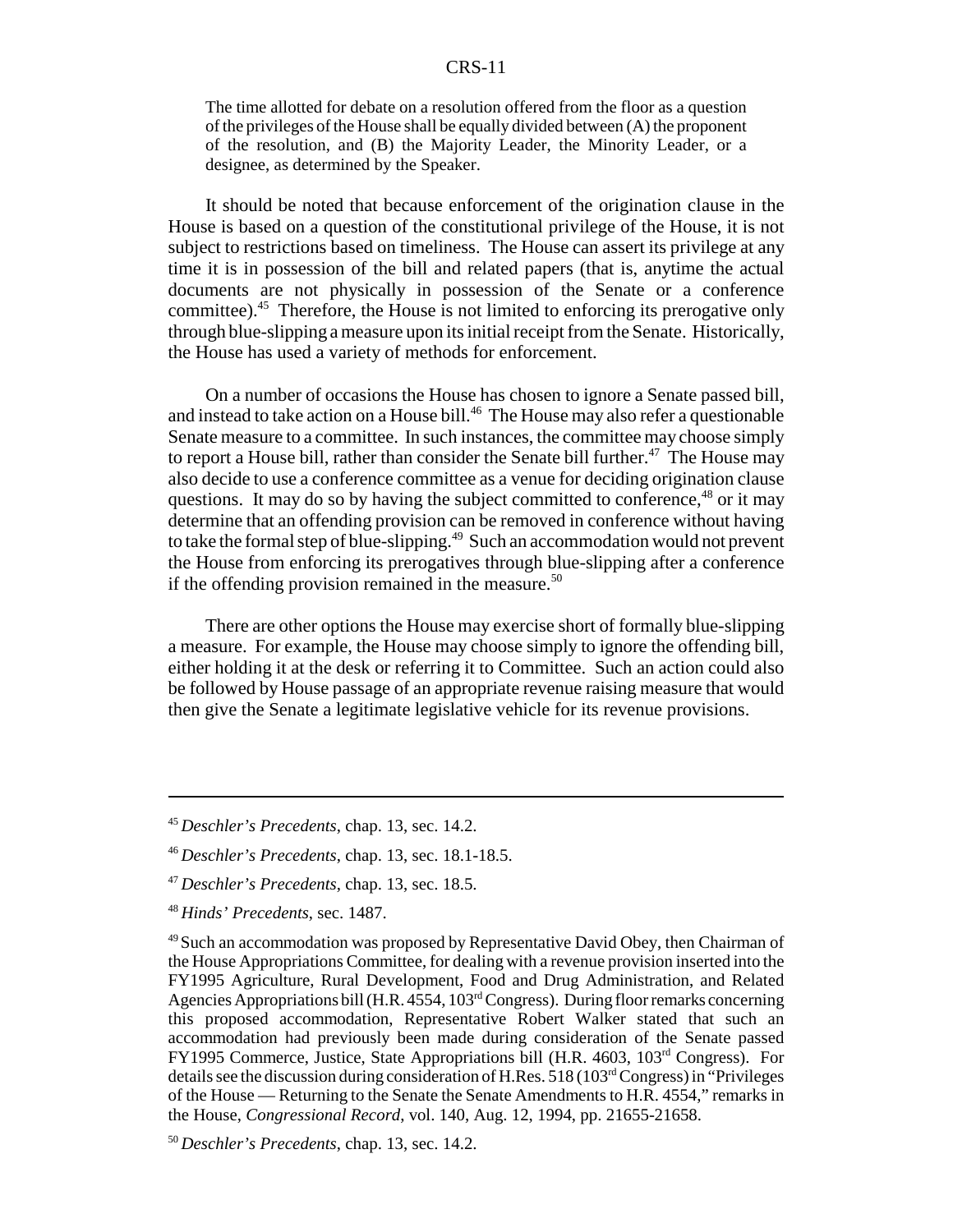> The time allotted for debate on a resolution offered from the floor as a question of the privileges of the House shall be equally divided between (A) the proponent of the resolution, and (B) the Majority Leader, the Minority Leader, or a designee, as determined by the Speaker.

It should be noted that because enforcement of the origination clause in the House is based on a question of the constitutional privilege of the House, it is not subject to restrictions based on timeliness. The House can assert its privilege at any time it is in possession of the bill and related papers (that is, anytime the actual documents are not physically in possession of the Senate or a conference committee).[45] Therefore, the House is not limited to enforcing its prerogative only through blue-slipping a measure upon its initial receipt from the Senate. Historically, the House has used a variety of methods for enforcement.

On a number of occasions the House has chosen to ignore a Senate passed bill, and instead to take action on a House bill.[46] The House may also refer a questionable Senate measure to a committee. In such instances, the committee may choose simply to report a House bill, rather than consider the Senate bill further.[47] The House may also decide to use a conference committee as a venue for deciding origination clause questions. It may do so by having the subject committed to conference,[48] or it may determine that an offending provision can be removed in conference without having to take the formal step of blue-slipping.[49] Such an accommodation would not prevent the House from enforcing its prerogatives through blue-slipping after a conference if the offending provision remained in the measure.[50]

There are other options the House may exercise short of formally blue-slipping a measure. For example, the House may choose simply to ignore the offending bill, either holding it at the desk or referring it to Committee. Such an action could also be followed by House passage of an appropriate revenue raising measure that would then give the Senate a legitimate legislative vehicle for its revenue provisions.

---

[45] *Deschler's Precedents*, chap. 13, sec. 14.2.

[46] *Deschler's Precedents*, chap. 13, sec. 18.1-18.5.

[47] *Deschler's Precedents*, chap. 13, sec. 18.5.

[48] *Hinds' Precedents*, sec. 1487.

[49] Such an accommodation was proposed by Representative David Obey, then Chairman of the House Appropriations Committee, for dealing with a revenue provision inserted into the FY1995 Agriculture, Rural Development, Food and Drug Administration, and Related Agencies Appropriations bill (H.R. 4554, 103rd Congress). During floor remarks concerning this proposed accommodation, Representative Robert Walker stated that such an accommodation had previously been made during consideration of the Senate passed FY1995 Commerce, Justice, State Appropriations bill (H.R. 4603, 103rd Congress). For details see the discussion during consideration of H.Res. 518 (103rd Congress) in "Privileges of the House — Returning to the Senate the Senate Amendments to H.R. 4554," remarks in the House, *Congressional Record*, vol. 140, Aug. 12, 1994, pp. 21655-21658.

[50] *Deschler's Precedents*, chap. 13, sec. 14.2.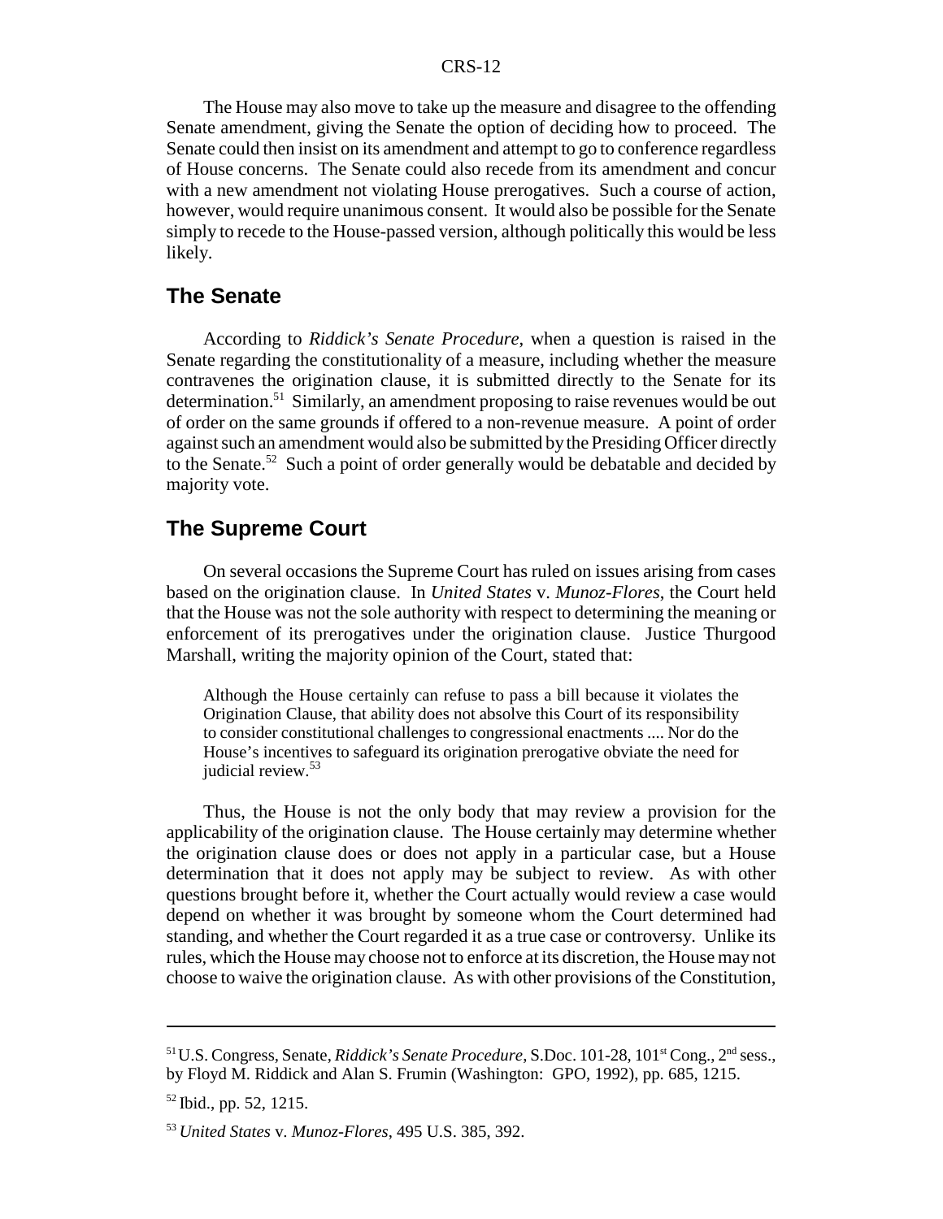The House may also move to take up the measure and disagree to the offending Senate amendment, giving the Senate the option of deciding how to proceed. The Senate could then insist on its amendment and attempt to go to conference regardless of House concerns. The Senate could also recede from its amendment and concur with a new amendment not violating House prerogatives. Such a course of action, however, would require unanimous consent. It would also be possible for the Senate simply to recede to the House-passed version, although politically this would be less likely.

## The Senate

According to *Riddick's Senate Procedure*, when a question is raised in the Senate regarding the constitutionality of a measure, including whether the measure contravenes the origination clause, it is submitted directly to the Senate for its determination.[51] Similarly, an amendment proposing to raise revenues would be out of order on the same grounds if offered to a non-revenue measure. A point of order against such an amendment would also be submitted by the Presiding Officer directly to the Senate.[52] Such a point of order generally would be debatable and decided by majority vote.

## The Supreme Court

On several occasions the Supreme Court has ruled on issues arising from cases based on the origination clause. In *United States* v. *Munoz-Flores*, the Court held that the House was not the sole authority with respect to determining the meaning or enforcement of its prerogatives under the origination clause. Justice Thurgood Marshall, writing the majority opinion of the Court, stated that:

> Although the House certainly can refuse to pass a bill because it violates the Origination Clause, that ability does not absolve this Court of its responsibility to consider constitutional challenges to congressional enactments .... Nor do the House's incentives to safeguard its origination prerogative obviate the need for judicial review.[53]

Thus, the House is not the only body that may review a provision for the applicability of the origination clause. The House certainly may determine whether the origination clause does or does not apply in a particular case, but a House determination that it does not apply may be subject to review. As with other questions brought before it, whether the Court actually would review a case would depend on whether it was brought by someone whom the Court determined had standing, and whether the Court regarded it as a true case or controversy. Unlike its rules, which the House may choose not to enforce at its discretion, the House may not choose to waive the origination clause. As with other provisions of the Constitution,

---

[51] U.S. Congress, Senate, *Riddick's Senate Procedure*, S.Doc. 101-28, 101st Cong., 2nd sess., by Floyd M. Riddick and Alan S. Frumin (Washington: GPO, 1992), pp. 685, 1215.

[52] Ibid., pp. 52, 1215.

[53] *United States* v. *Munoz-Flores*, 495 U.S. 385, 392.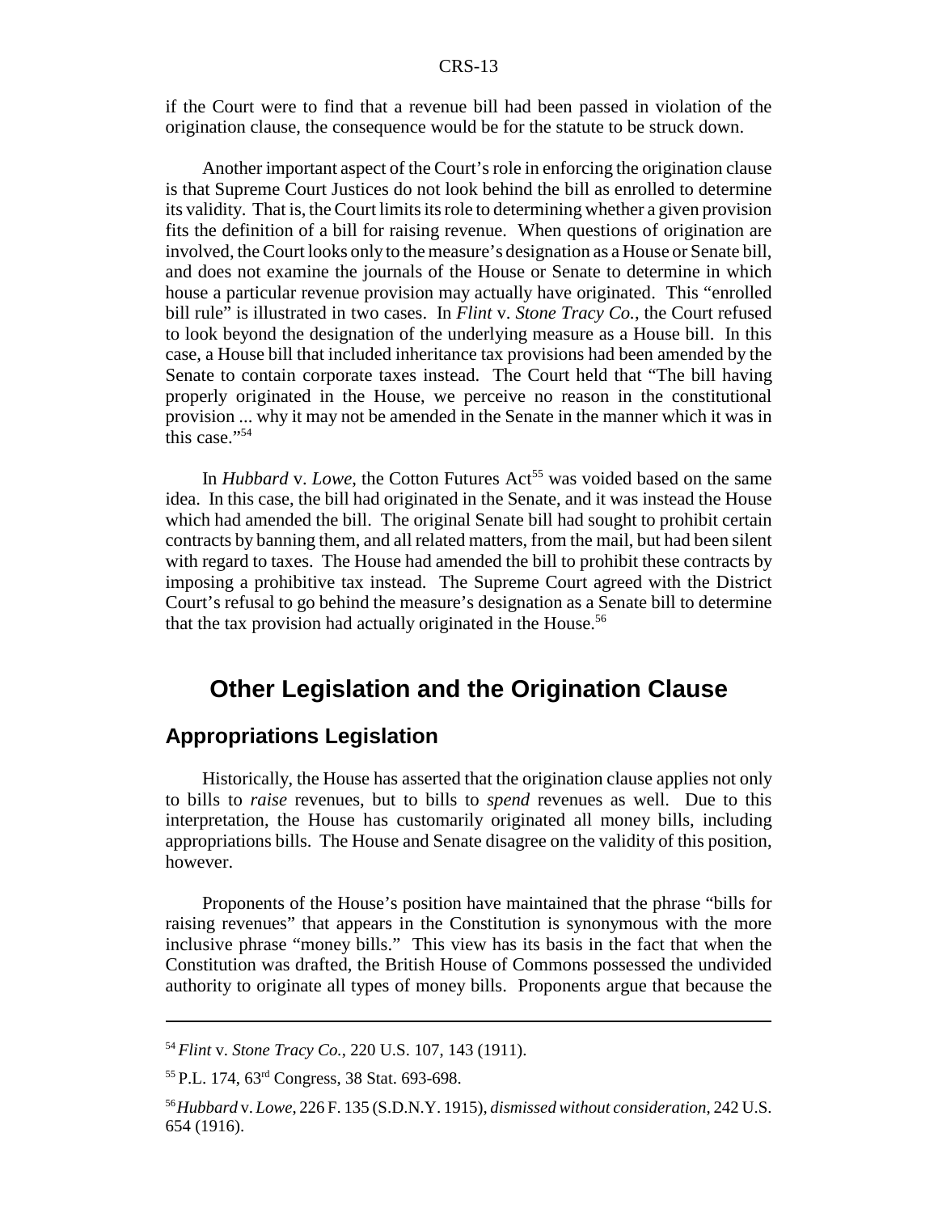if the Court were to find that a revenue bill had been passed in violation of the origination clause, the consequence would be for the statute to be struck down.

Another important aspect of the Court's role in enforcing the origination clause is that Supreme Court Justices do not look behind the bill as enrolled to determine its validity. That is, the Court limits its role to determining whether a given provision fits the definition of a bill for raising revenue. When questions of origination are involved, the Court looks only to the measure's designation as a House or Senate bill, and does not examine the journals of the House or Senate to determine in which house a particular revenue provision may actually have originated. This "enrolled bill rule" is illustrated in two cases. In *Flint* v. *Stone Tracy Co.*, the Court refused to look beyond the designation of the underlying measure as a House bill. In this case, a House bill that included inheritance tax provisions had been amended by the Senate to contain corporate taxes instead. The Court held that "The bill having properly originated in the House, we perceive no reason in the constitutional provision ... why it may not be amended in the Senate in the manner which it was in this case."[54]

In *Hubbard* v. *Lowe*, the Cotton Futures Act[55] was voided based on the same idea. In this case, the bill had originated in the Senate, and it was instead the House which had amended the bill. The original Senate bill had sought to prohibit certain contracts by banning them, and all related matters, from the mail, but had been silent with regard to taxes. The House had amended the bill to prohibit these contracts by imposing a prohibitive tax instead. The Supreme Court agreed with the District Court's refusal to go behind the measure's designation as a Senate bill to determine that the tax provision had actually originated in the House.[56]

# Other Legislation and the Origination Clause

## Appropriations Legislation

Historically, the House has asserted that the origination clause applies not only to bills to *raise* revenues, but to bills to *spend* revenues as well. Due to this interpretation, the House has customarily originated all money bills, including appropriations bills. The House and Senate disagree on the validity of this position, however.

Proponents of the House's position have maintained that the phrase "bills for raising revenues" that appears in the Constitution is synonymous with the more inclusive phrase "money bills." This view has its basis in the fact that when the Constitution was drafted, the British House of Commons possessed the undivided authority to originate all types of money bills. Proponents argue that because the

---

[54] *Flint* v. *Stone Tracy Co.*, 220 U.S. 107, 143 (1911).

[55] P.L. 174, 63rd Congress, 38 Stat. 693-698.

[56] *Hubbard* v. *Lowe*, 226 F. 135 (S.D.N.Y. 1915), *dismissed without consideration*, 242 U.S. 654 (1916).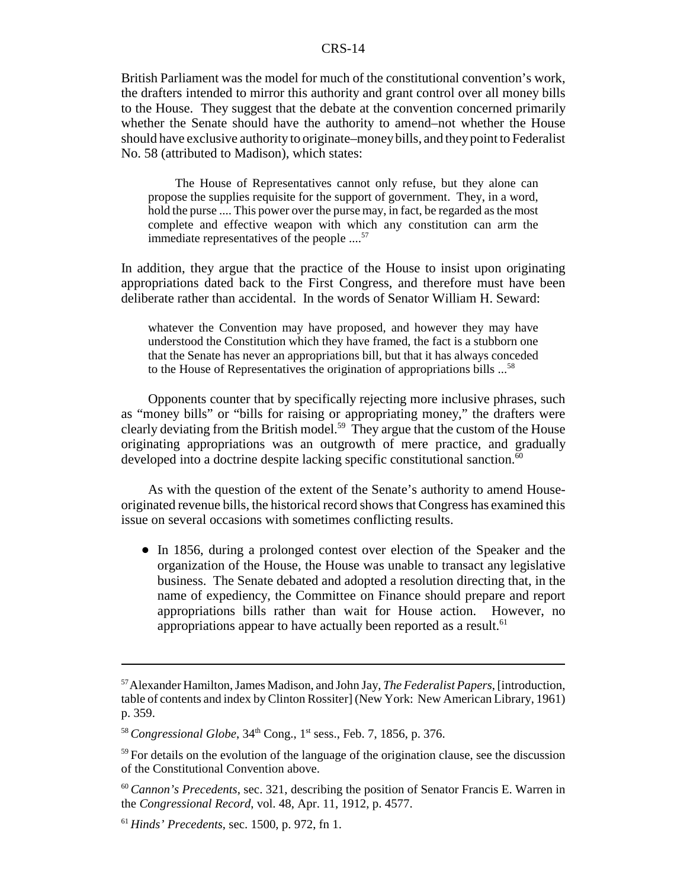British Parliament was the model for much of the constitutional convention's work, the drafters intended to mirror this authority and grant control over all money bills to the House. They suggest that the debate at the convention concerned primarily whether the Senate should have the authority to amend–not whether the House should have exclusive authority to originate–money bills, and they point to Federalist No. 58 (attributed to Madison), which states:

> The House of Representatives cannot only refuse, but they alone can propose the supplies requisite for the support of government. They, in a word, hold the purse .... This power over the purse may, in fact, be regarded as the most complete and effective weapon with which any constitution can arm the immediate representatives of the people ....[57]

In addition, they argue that the practice of the House to insist upon originating appropriations dated back to the First Congress, and therefore must have been deliberate rather than accidental. In the words of Senator William H. Seward:

> whatever the Convention may have proposed, and however they may have understood the Constitution which they have framed, the fact is a stubborn one that the Senate has never an appropriations bill, but that it has always conceded to the House of Representatives the origination of appropriations bills ...[58]

Opponents counter that by specifically rejecting more inclusive phrases, such as "money bills" or "bills for raising or appropriating money," the drafters were clearly deviating from the British model.[59] They argue that the custom of the House originating appropriations was an outgrowth of mere practice, and gradually developed into a doctrine despite lacking specific constitutional sanction.[60]

As with the question of the extent of the Senate's authority to amend House-originated revenue bills, the historical record shows that Congress has examined this issue on several occasions with sometimes conflicting results.

- In 1856, during a prolonged contest over election of the Speaker and the organization of the House, the House was unable to transact any legislative business. The Senate debated and adopted a resolution directing that, in the name of expediency, the Committee on Finance should prepare and report appropriations bills rather than wait for House action. However, no appropriations appear to have actually been reported as a result.[61]

---

[57] Alexander Hamilton, James Madison, and John Jay, *The Federalist Papers*, [introduction, table of contents and index by Clinton Rossiter] (New York: New American Library, 1961) p. 359.

[58] *Congressional Globe*, 34th Cong., 1st sess., Feb. 7, 1856, p. 376.

[59] For details on the evolution of the language of the origination clause, see the discussion of the Constitutional Convention above.

[60] *Cannon's Precedents*, sec. 321, describing the position of Senator Francis E. Warren in the *Congressional Record*, vol. 48, Apr. 11, 1912, p. 4577.

[61] *Hinds' Precedents*, sec. 1500, p. 972, fn 1.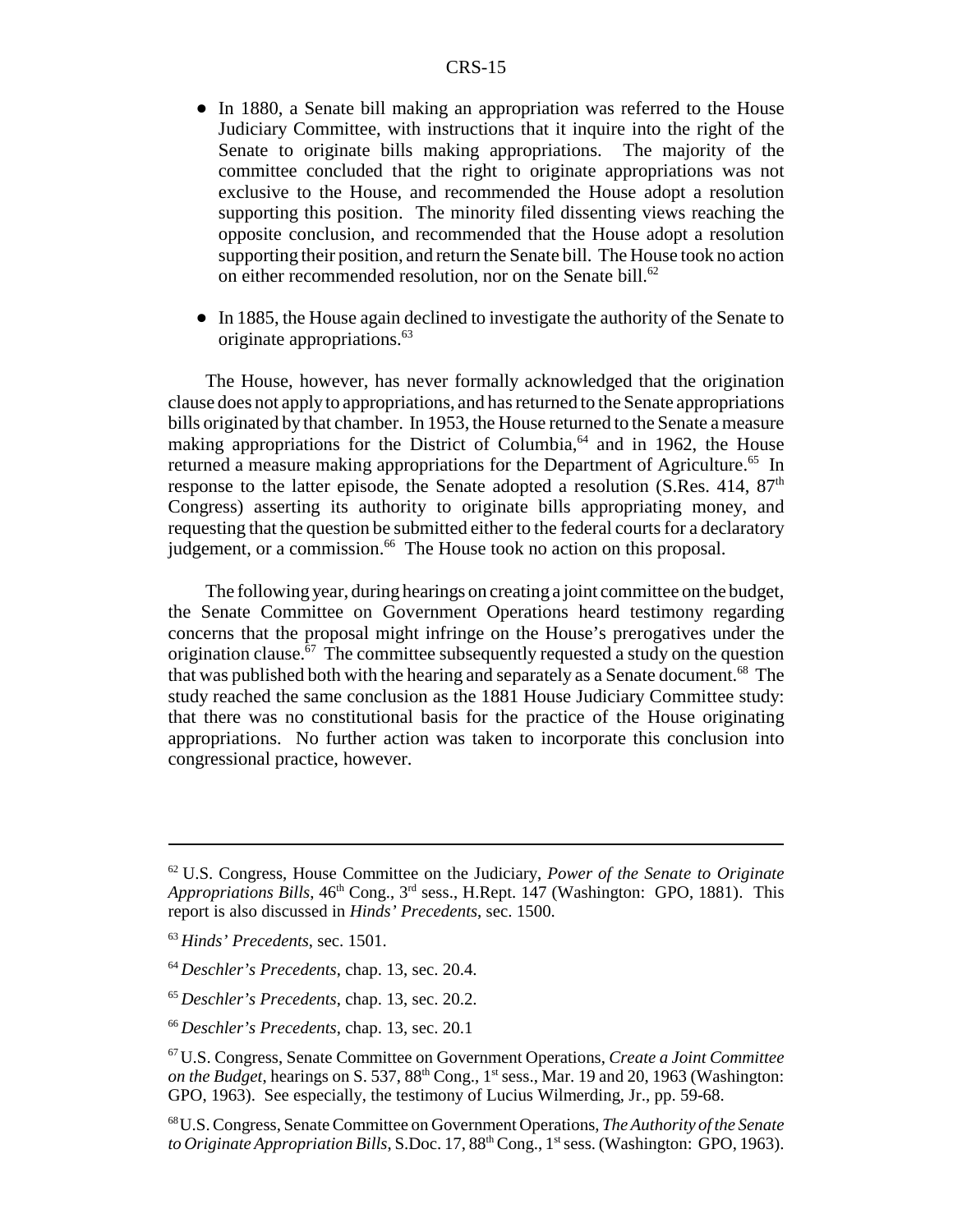- In 1880, a Senate bill making an appropriation was referred to the House Judiciary Committee, with instructions that it inquire into the right of the Senate to originate bills making appropriations. The majority of the committee concluded that the right to originate appropriations was not exclusive to the House, and recommended the House adopt a resolution supporting this position. The minority filed dissenting views reaching the opposite conclusion, and recommended that the House adopt a resolution supporting their position, and return the Senate bill. The House took no action on either recommended resolution, nor on the Senate bill.[62]

- In 1885, the House again declined to investigate the authority of the Senate to originate appropriations.[63]

The House, however, has never formally acknowledged that the origination clause does not apply to appropriations, and has returned to the Senate appropriations bills originated by that chamber. In 1953, the House returned to the Senate a measure making appropriations for the District of Columbia,[64] and in 1962, the House returned a measure making appropriations for the Department of Agriculture.[65] In response to the latter episode, the Senate adopted a resolution (S.Res. 414, 87th Congress) asserting its authority to originate bills appropriating money, and requesting that the question be submitted either to the federal courts for a declaratory judgement, or a commission.[66] The House took no action on this proposal.

The following year, during hearings on creating a joint committee on the budget, the Senate Committee on Government Operations heard testimony regarding concerns that the proposal might infringe on the House's prerogatives under the origination clause.[67] The committee subsequently requested a study on the question that was published both with the hearing and separately as a Senate document.[68] The study reached the same conclusion as the 1881 House Judiciary Committee study: that there was no constitutional basis for the practice of the House originating appropriations. No further action was taken to incorporate this conclusion into congressional practice, however.

---

[62] U.S. Congress, House Committee on the Judiciary, *Power of the Senate to Originate Appropriations Bills*, 46th Cong., 3rd sess., H.Rept. 147 (Washington: GPO, 1881). This report is also discussed in *Hinds' Precedents*, sec. 1500.

[63] *Hinds' Precedents*, sec. 1501.

[64] *Deschler's Precedents*, chap. 13, sec. 20.4.

[65] *Deschler's Precedents*, chap. 13, sec. 20.2.

[66] *Deschler's Precedents*, chap. 13, sec. 20.1

[67] U.S. Congress, Senate Committee on Government Operations, *Create a Joint Committee on the Budget*, hearings on S. 537, 88th Cong., 1st sess., Mar. 19 and 20, 1963 (Washington: GPO, 1963). See especially, the testimony of Lucius Wilmerding, Jr., pp. 59-68.

[68] U.S. Congress, Senate Committee on Government Operations, *The Authority of the Senate to Originate Appropriation Bills*, S.Doc. 17, 88th Cong., 1st sess. (Washington: GPO, 1963).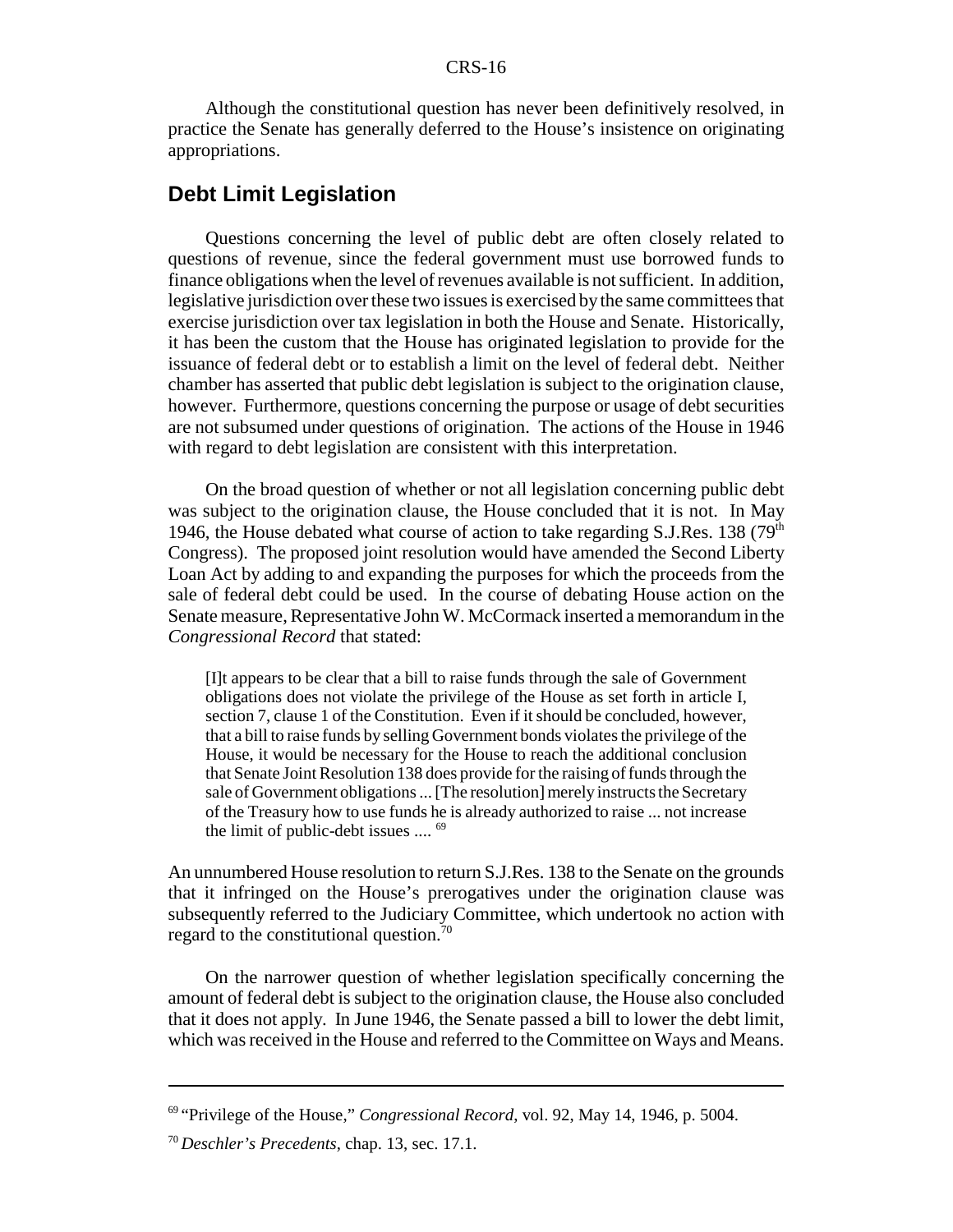Although the constitutional question has never been definitively resolved, in practice the Senate has generally deferred to the House's insistence on originating appropriations.

## Debt Limit Legislation

Questions concerning the level of public debt are often closely related to questions of revenue, since the federal government must use borrowed funds to finance obligations when the level of revenues available is not sufficient. In addition, legislative jurisdiction over these two issues is exercised by the same committees that exercise jurisdiction over tax legislation in both the House and Senate. Historically, it has been the custom that the House has originated legislation to provide for the issuance of federal debt or to establish a limit on the level of federal debt. Neither chamber has asserted that public debt legislation is subject to the origination clause, however. Furthermore, questions concerning the purpose or usage of debt securities are not subsumed under questions of origination. The actions of the House in 1946 with regard to debt legislation are consistent with this interpretation.

On the broad question of whether or not all legislation concerning public debt was subject to the origination clause, the House concluded that it is not. In May 1946, the House debated what course of action to take regarding S.J.Res. 138 (79th Congress). The proposed joint resolution would have amended the Second Liberty Loan Act by adding to and expanding the purposes for which the proceeds from the sale of federal debt could be used. In the course of debating House action on the Senate measure, Representative John W. McCormack inserted a memorandum in the *Congressional Record* that stated:

> [I]t appears to be clear that a bill to raise funds through the sale of Government obligations does not violate the privilege of the House as set forth in article I, section 7, clause 1 of the Constitution. Even if it should be concluded, however, that a bill to raise funds by selling Government bonds violates the privilege of the House, it would be necessary for the House to reach the additional conclusion that Senate Joint Resolution 138 does provide for the raising of funds through the sale of Government obligations ... [The resolution] merely instructs the Secretary of the Treasury how to use funds he is already authorized to raise ... not increase the limit of public-debt issues .... [69]

An unnumbered House resolution to return S.J.Res. 138 to the Senate on the grounds that it infringed on the House's prerogatives under the origination clause was subsequently referred to the Judiciary Committee, which undertook no action with regard to the constitutional question.[70]

On the narrower question of whether legislation specifically concerning the amount of federal debt is subject to the origination clause, the House also concluded that it does not apply. In June 1946, the Senate passed a bill to lower the debt limit, which was received in the House and referred to the Committee on Ways and Means.

---

[69] "Privilege of the House," *Congressional Record*, vol. 92, May 14, 1946, p. 5004.

[70] *Deschler's Precedents*, chap. 13, sec. 17.1.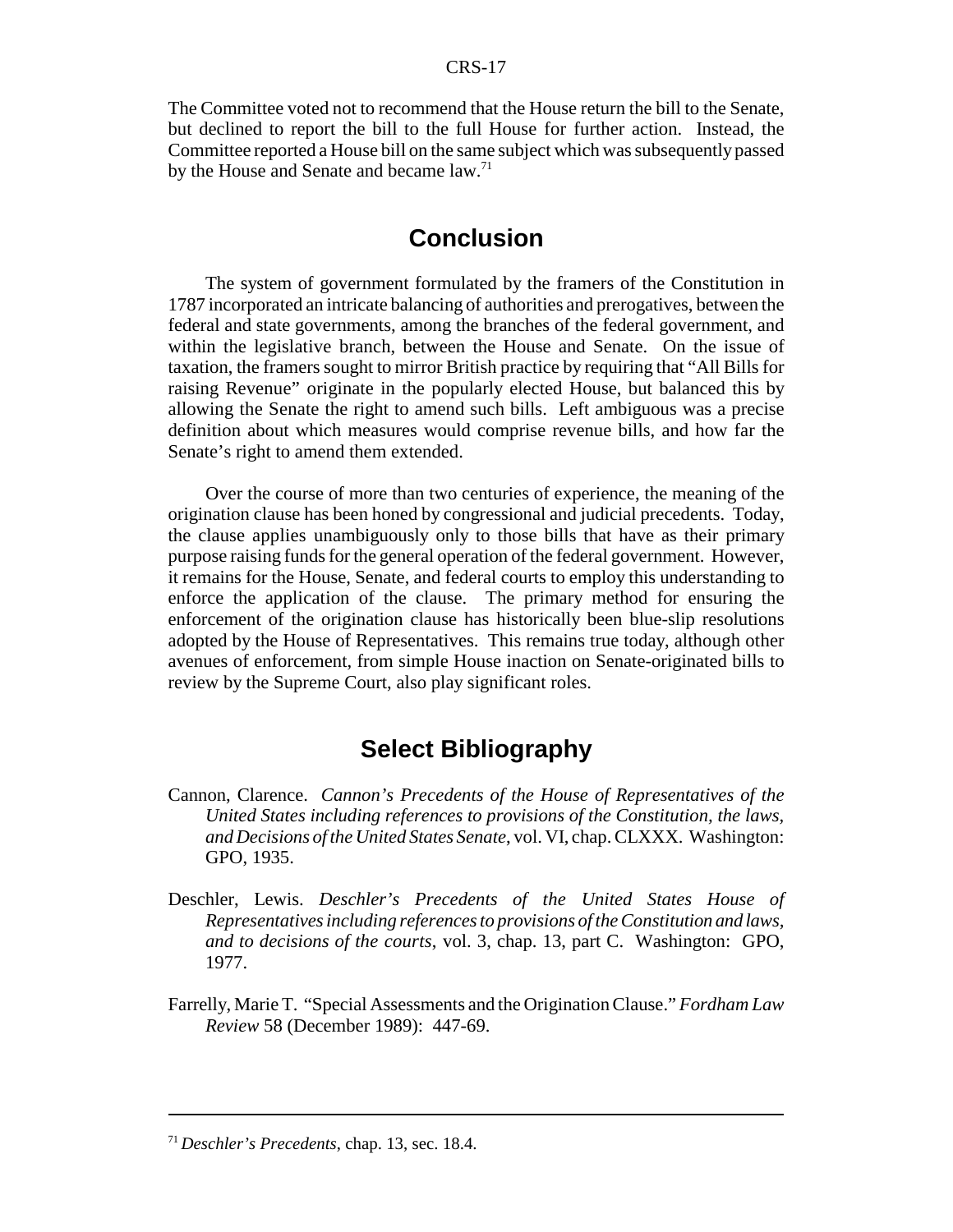The Committee voted not to recommend that the House return the bill to the Senate, but declined to report the bill to the full House for further action. Instead, the Committee reported a House bill on the same subject which was subsequently passed by the House and Senate and became law.[71]

## Conclusion

The system of government formulated by the framers of the Constitution in 1787 incorporated an intricate balancing of authorities and prerogatives, between the federal and state governments, among the branches of the federal government, and within the legislative branch, between the House and Senate. On the issue of taxation, the framers sought to mirror British practice by requiring that "All Bills for raising Revenue" originate in the popularly elected House, but balanced this by allowing the Senate the right to amend such bills. Left ambiguous was a precise definition about which measures would comprise revenue bills, and how far the Senate's right to amend them extended.

Over the course of more than two centuries of experience, the meaning of the origination clause has been honed by congressional and judicial precedents. Today, the clause applies unambiguously only to those bills that have as their primary purpose raising funds for the general operation of the federal government. However, it remains for the House, Senate, and federal courts to employ this understanding to enforce the application of the clause. The primary method for ensuring the enforcement of the origination clause has historically been blue-slip resolutions adopted by the House of Representatives. This remains true today, although other avenues of enforcement, from simple House inaction on Senate-originated bills to review by the Supreme Court, also play significant roles.

## Select Bibliography

Cannon, Clarence. *Cannon's Precedents of the House of Representatives of the United States including references to provisions of the Constitution, the laws, and Decisions of the United States Senate*, vol. VI, chap. CLXXX. Washington: GPO, 1935.

Deschler, Lewis. *Deschler's Precedents of the United States House of Representatives including references to provisions of the Constitution and laws, and to decisions of the courts*, vol. 3, chap. 13, part C. Washington: GPO, 1977.

Farrelly, Marie T. "Special Assessments and the Origination Clause." *Fordham Law Review* 58 (December 1989): 447-69.

---

[71] *Deschler's Precedents*, chap. 13, sec. 18.4.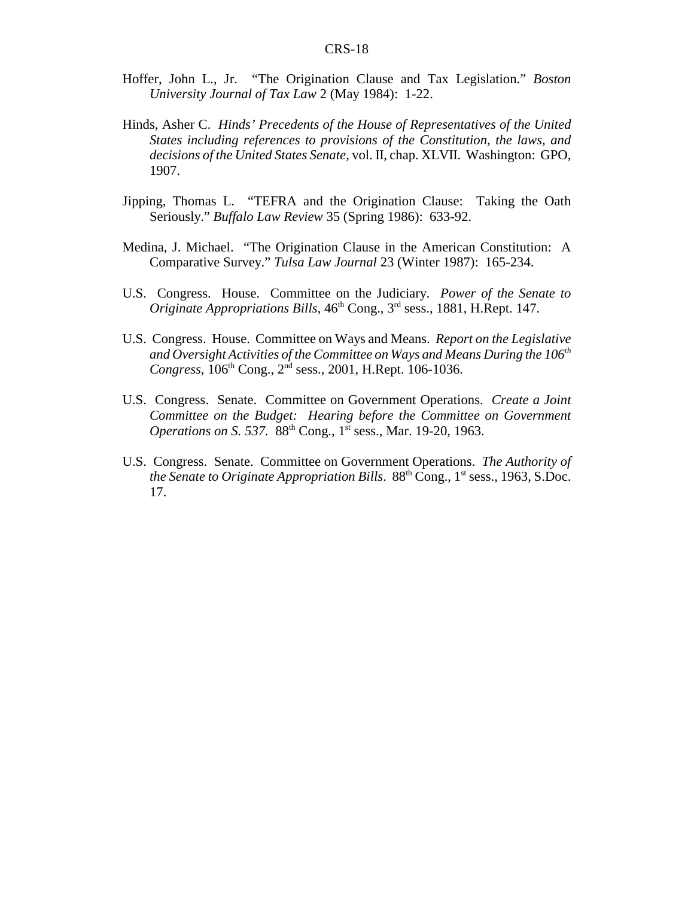Hoffer, John L., Jr. "The Origination Clause and Tax Legislation." *Boston University Journal of Tax Law* 2 (May 1984): 1-22.

Hinds, Asher C. *Hinds' Precedents of the House of Representatives of the United States including references to provisions of the Constitution, the laws, and decisions of the United States Senate*, vol. II, chap. XLVII. Washington: GPO, 1907.

Jipping, Thomas L. "TEFRA and the Origination Clause: Taking the Oath Seriously." *Buffalo Law Review* 35 (Spring 1986): 633-92.

Medina, J. Michael. "The Origination Clause in the American Constitution: A Comparative Survey." *Tulsa Law Journal* 23 (Winter 1987): 165-234.

U.S. Congress. House. Committee on the Judiciary. *Power of the Senate to Originate Appropriations Bills*, 46th Cong., 3rd sess., 1881, H.Rept. 147.

U.S. Congress. House. Committee on Ways and Means. *Report on the Legislative and Oversight Activities of the Committee on Ways and Means During the 106th Congress*, 106th Cong., 2nd sess., 2001, H.Rept. 106-1036.

U.S. Congress. Senate. Committee on Government Operations. *Create a Joint Committee on the Budget: Hearing before the Committee on Government Operations on S. 537*. 88th Cong., 1st sess., Mar. 19-20, 1963.

U.S. Congress. Senate. Committee on Government Operations. *The Authority of the Senate to Originate Appropriation Bills*. 88th Cong., 1st sess., 1963, S.Doc. 17.